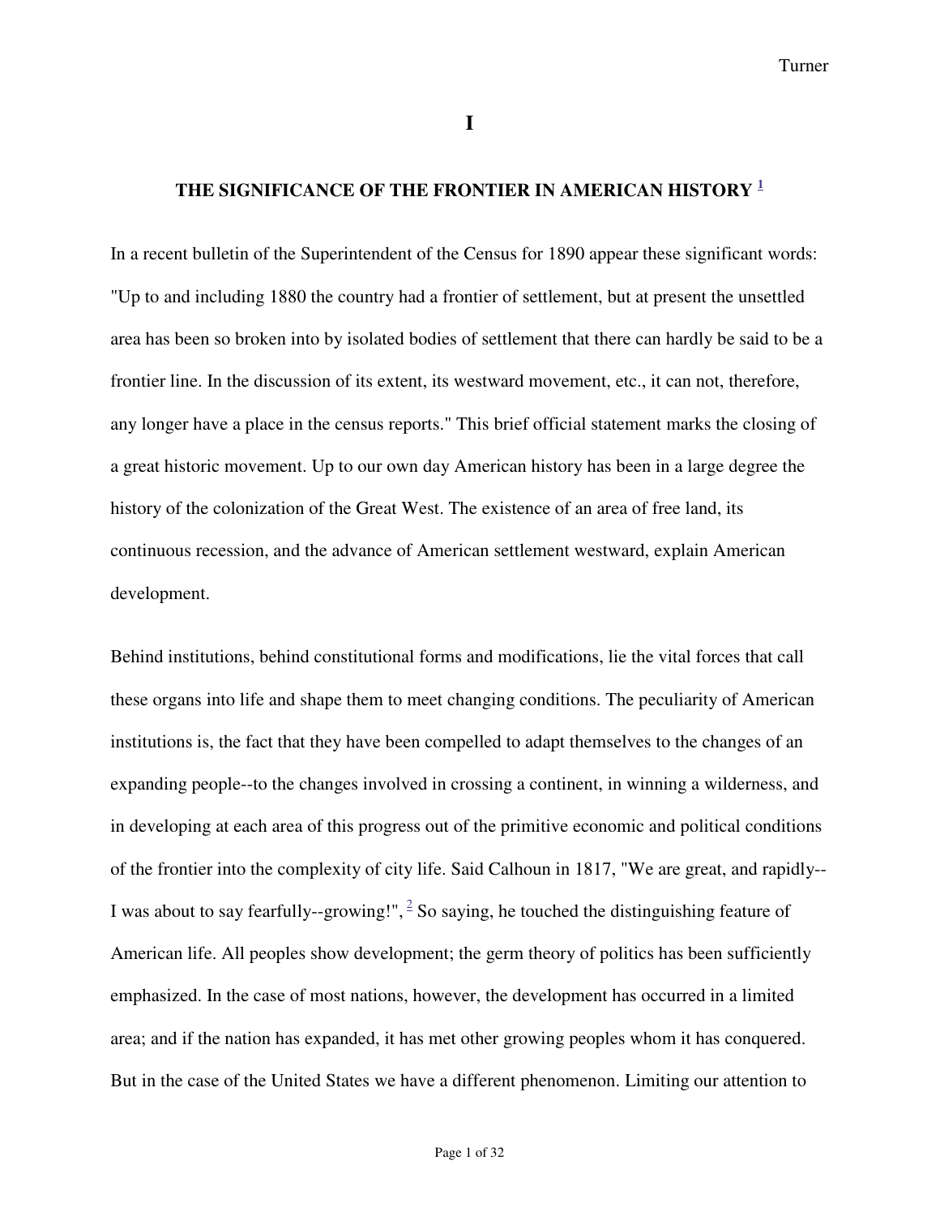# I

## THE SIGNIFICANCE OF THE FRONTIER IN AMERICAN HISTORY [1]

In a recent bulletin of the Superintendent of the Census for 1890 appear these significant words: "Up to and including 1880 the country had a frontier of settlement, but at present the unsettled area has been so broken into by isolated bodies of settlement that there can hardly be said to be a frontier line. In the discussion of its extent, its westward movement, etc., it can not, therefore, any longer have a place in the census reports." This brief official statement marks the closing of a great historic movement. Up to our own day American history has been in a large degree the history of the colonization of the Great West. The existence of an area of free land, its continuous recession, and the advance of American settlement westward, explain American development.

Behind institutions, behind constitutional forms and modifications, lie the vital forces that call these organs into life and shape them to meet changing conditions. The peculiarity of American institutions is, the fact that they have been compelled to adapt themselves to the changes of an expanding people--to the changes involved in crossing a continent, in winning a wilderness, and in developing at each area of this progress out of the primitive economic and political conditions of the frontier into the complexity of city life. Said Calhoun in 1817, "We are great, and rapidly--I was about to say fearfully--growing!", [2] So saying, he touched the distinguishing feature of American life. All peoples show development; the germ theory of politics has been sufficiently emphasized. In the case of most nations, however, the development has occurred in a limited area; and if the nation has expanded, it has met other growing peoples whom it has conquered. But in the case of the United States we have a different phenomenon. Limiting our attention to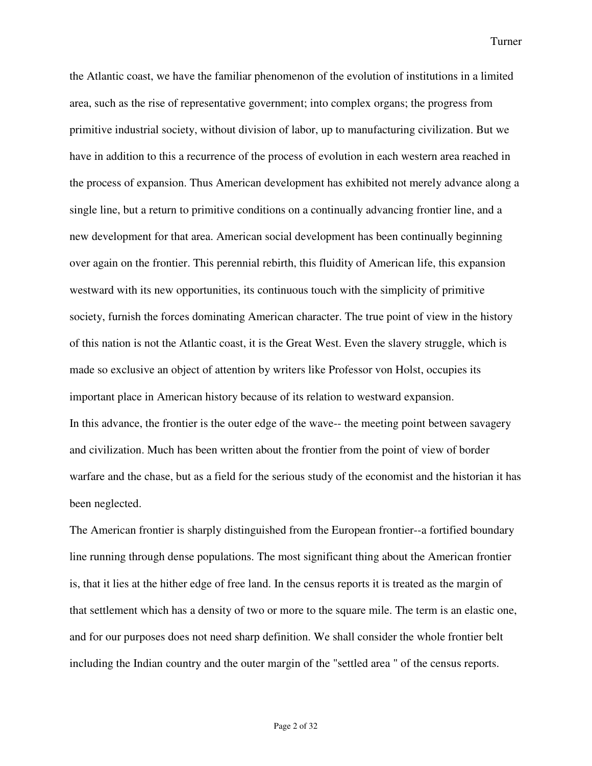the Atlantic coast, we have the familiar phenomenon of the evolution of institutions in a limited area, such as the rise of representative government; into complex organs; the progress from primitive industrial society, without division of labor, up to manufacturing civilization. But we have in addition to this a recurrence of the process of evolution in each western area reached in the process of expansion. Thus American development has exhibited not merely advance along a single line, but a return to primitive conditions on a continually advancing frontier line, and a new development for that area. American social development has been continually beginning over again on the frontier. This perennial rebirth, this fluidity of American life, this expansion westward with its new opportunities, its continuous touch with the simplicity of primitive society, furnish the forces dominating American character. The true point of view in the history of this nation is not the Atlantic coast, it is the Great West. Even the slavery struggle, which is made so exclusive an object of attention by writers like Professor von Holst, occupies its important place in American history because of its relation to westward expansion.

In this advance, the frontier is the outer edge of the wave-- the meeting point between savagery and civilization. Much has been written about the frontier from the point of view of border warfare and the chase, but as a field for the serious study of the economist and the historian it has been neglected.

The American frontier is sharply distinguished from the European frontier--a fortified boundary line running through dense populations. The most significant thing about the American frontier is, that it lies at the hither edge of free land. In the census reports it is treated as the margin of that settlement which has a density of two or more to the square mile. The term is an elastic one, and for our purposes does not need sharp definition. We shall consider the whole frontier belt including the Indian country and the outer margin of the "settled area " of the census reports.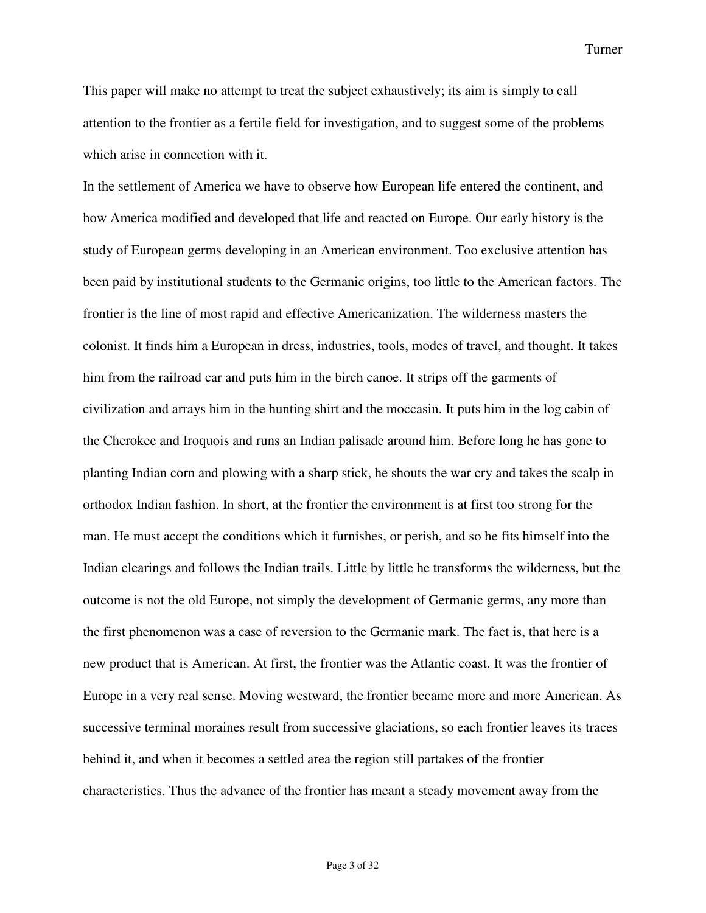This paper will make no attempt to treat the subject exhaustively; its aim is simply to call attention to the frontier as a fertile field for investigation, and to suggest some of the problems which arise in connection with it.

In the settlement of America we have to observe how European life entered the continent, and how America modified and developed that life and reacted on Europe. Our early history is the study of European germs developing in an American environment. Too exclusive attention has been paid by institutional students to the Germanic origins, too little to the American factors. The frontier is the line of most rapid and effective Americanization. The wilderness masters the colonist. It finds him a European in dress, industries, tools, modes of travel, and thought. It takes him from the railroad car and puts him in the birch canoe. It strips off the garments of civilization and arrays him in the hunting shirt and the moccasin. It puts him in the log cabin of the Cherokee and Iroquois and runs an Indian palisade around him. Before long he has gone to planting Indian corn and plowing with a sharp stick, he shouts the war cry and takes the scalp in orthodox Indian fashion. In short, at the frontier the environment is at first too strong for the man. He must accept the conditions which it furnishes, or perish, and so he fits himself into the Indian clearings and follows the Indian trails. Little by little he transforms the wilderness, but the outcome is not the old Europe, not simply the development of Germanic germs, any more than the first phenomenon was a case of reversion to the Germanic mark. The fact is, that here is a new product that is American. At first, the frontier was the Atlantic coast. It was the frontier of Europe in a very real sense. Moving westward, the frontier became more and more American. As successive terminal moraines result from successive glaciations, so each frontier leaves its traces behind it, and when it becomes a settled area the region still partakes of the frontier characteristics. Thus the advance of the frontier has meant a steady movement away from the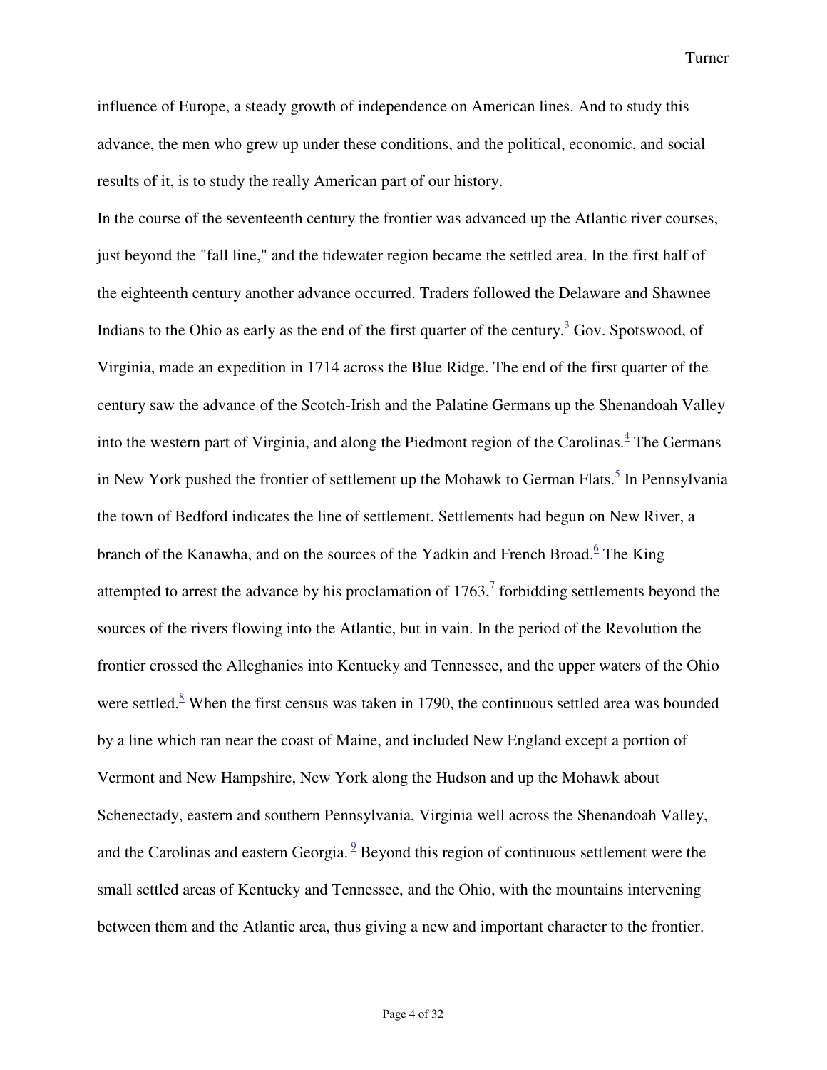influence of Europe, a steady growth of independence on American lines. And to study this advance, the men who grew up under these conditions, and the political, economic, and social results of it, is to study the really American part of our history.

In the course of the seventeenth century the frontier was advanced up the Atlantic river courses, just beyond the "fall line," and the tidewater region became the settled area. In the first half of the eighteenth century another advance occurred. Traders followed the Delaware and Shawnee Indians to the Ohio as early as the end of the first quarter of the century.[3] Gov. Spotswood, of Virginia, made an expedition in 1714 across the Blue Ridge. The end of the first quarter of the century saw the advance of the Scotch-Irish and the Palatine Germans up the Shenandoah Valley into the western part of Virginia, and along the Piedmont region of the Carolinas.[4] The Germans in New York pushed the frontier of settlement up the Mohawk to German Flats.[5] In Pennsylvania the town of Bedford indicates the line of settlement. Settlements had begun on New River, a branch of the Kanawha, and on the sources of the Yadkin and French Broad.[6] The King attempted to arrest the advance by his proclamation of 1763,[7] forbidding settlements beyond the sources of the rivers flowing into the Atlantic, but in vain. In the period of the Revolution the frontier crossed the Alleghanies into Kentucky and Tennessee, and the upper waters of the Ohio were settled.[8] When the first census was taken in 1790, the continuous settled area was bounded by a line which ran near the coast of Maine, and included New England except a portion of Vermont and New Hampshire, New York along the Hudson and up the Mohawk about Schenectady, eastern and southern Pennsylvania, Virginia well across the Shenandoah Valley, and the Carolinas and eastern Georgia.[9] Beyond this region of continuous settlement were the small settled areas of Kentucky and Tennessee, and the Ohio, with the mountains intervening between them and the Atlantic area, thus giving a new and important character to the frontier.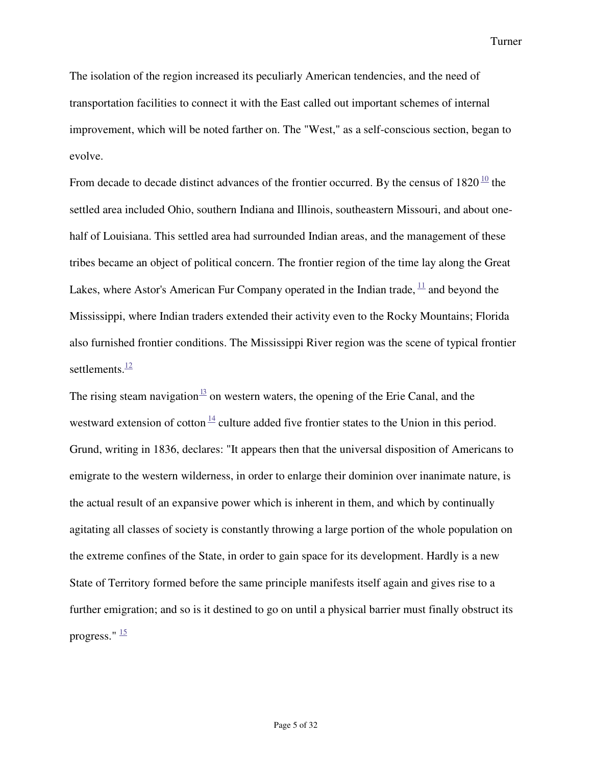The isolation of the region increased its peculiarly American tendencies, and the need of transportation facilities to connect it with the East called out important schemes of internal improvement, which will be noted farther on. The "West," as a self-conscious section, began to evolve.

From decade to decade distinct advances of the frontier occurred. By the census of 1820 [10] the settled area included Ohio, southern Indiana and Illinois, southeastern Missouri, and about one-half of Louisiana. This settled area had surrounded Indian areas, and the management of these tribes became an object of political concern. The frontier region of the time lay along the Great Lakes, where Astor's American Fur Company operated in the Indian trade, [11] and beyond the Mississippi, where Indian traders extended their activity even to the Rocky Mountains; Florida also furnished frontier conditions. The Mississippi River region was the scene of typical frontier settlements.[12]

The rising steam navigation[13] on western waters, the opening of the Erie Canal, and the westward extension of cotton [14] culture added five frontier states to the Union in this period. Grund, writing in 1836, declares: "It appears then that the universal disposition of Americans to emigrate to the western wilderness, in order to enlarge their dominion over inanimate nature, is the actual result of an expansive power which is inherent in them, and which by continually agitating all classes of society is constantly throwing a large portion of the whole population on the extreme confines of the State, in order to gain space for its development. Hardly is a new State of Territory formed before the same principle manifests itself again and gives rise to a further emigration; and so is it destined to go on until a physical barrier must finally obstruct its progress." [15]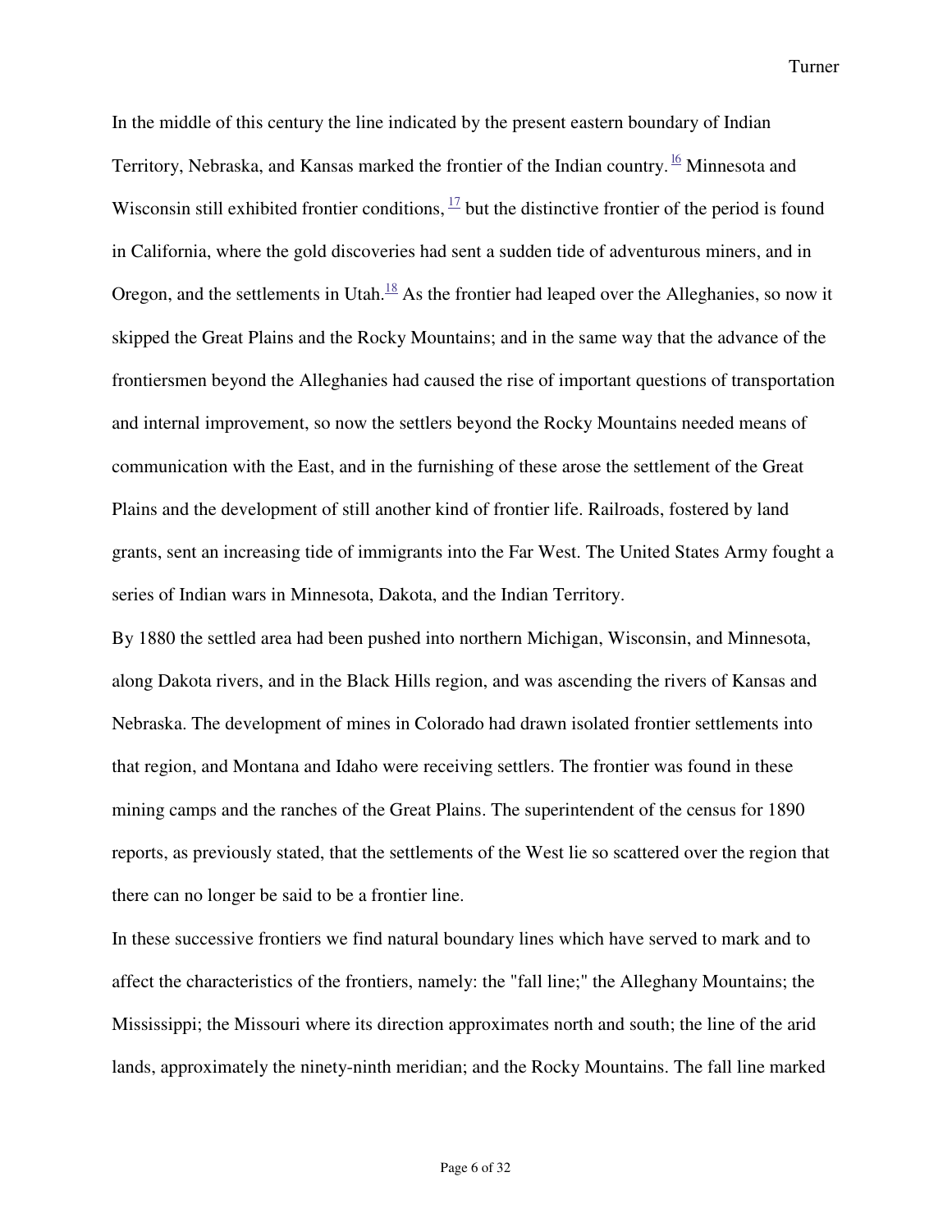In the middle of this century the line indicated by the present eastern boundary of Indian Territory, Nebraska, and Kansas marked the frontier of the Indian country. [16] Minnesota and Wisconsin still exhibited frontier conditions, [17] but the distinctive frontier of the period is found in California, where the gold discoveries had sent a sudden tide of adventurous miners, and in Oregon, and the settlements in Utah.[18] As the frontier had leaped over the Alleghanies, so now it skipped the Great Plains and the Rocky Mountains; and in the same way that the advance of the frontiersmen beyond the Alleghanies had caused the rise of important questions of transportation and internal improvement, so now the settlers beyond the Rocky Mountains needed means of communication with the East, and in the furnishing of these arose the settlement of the Great Plains and the development of still another kind of frontier life. Railroads, fostered by land grants, sent an increasing tide of immigrants into the Far West. The United States Army fought a series of Indian wars in Minnesota, Dakota, and the Indian Territory.

By 1880 the settled area had been pushed into northern Michigan, Wisconsin, and Minnesota, along Dakota rivers, and in the Black Hills region, and was ascending the rivers of Kansas and Nebraska. The development of mines in Colorado had drawn isolated frontier settlements into that region, and Montana and Idaho were receiving settlers. The frontier was found in these mining camps and the ranches of the Great Plains. The superintendent of the census for 1890 reports, as previously stated, that the settlements of the West lie so scattered over the region that there can no longer be said to be a frontier line.

In these successive frontiers we find natural boundary lines which have served to mark and to affect the characteristics of the frontiers, namely: the "fall line;" the Alleghany Mountains; the Mississippi; the Missouri where its direction approximates north and south; the line of the arid lands, approximately the ninety-ninth meridian; and the Rocky Mountains. The fall line marked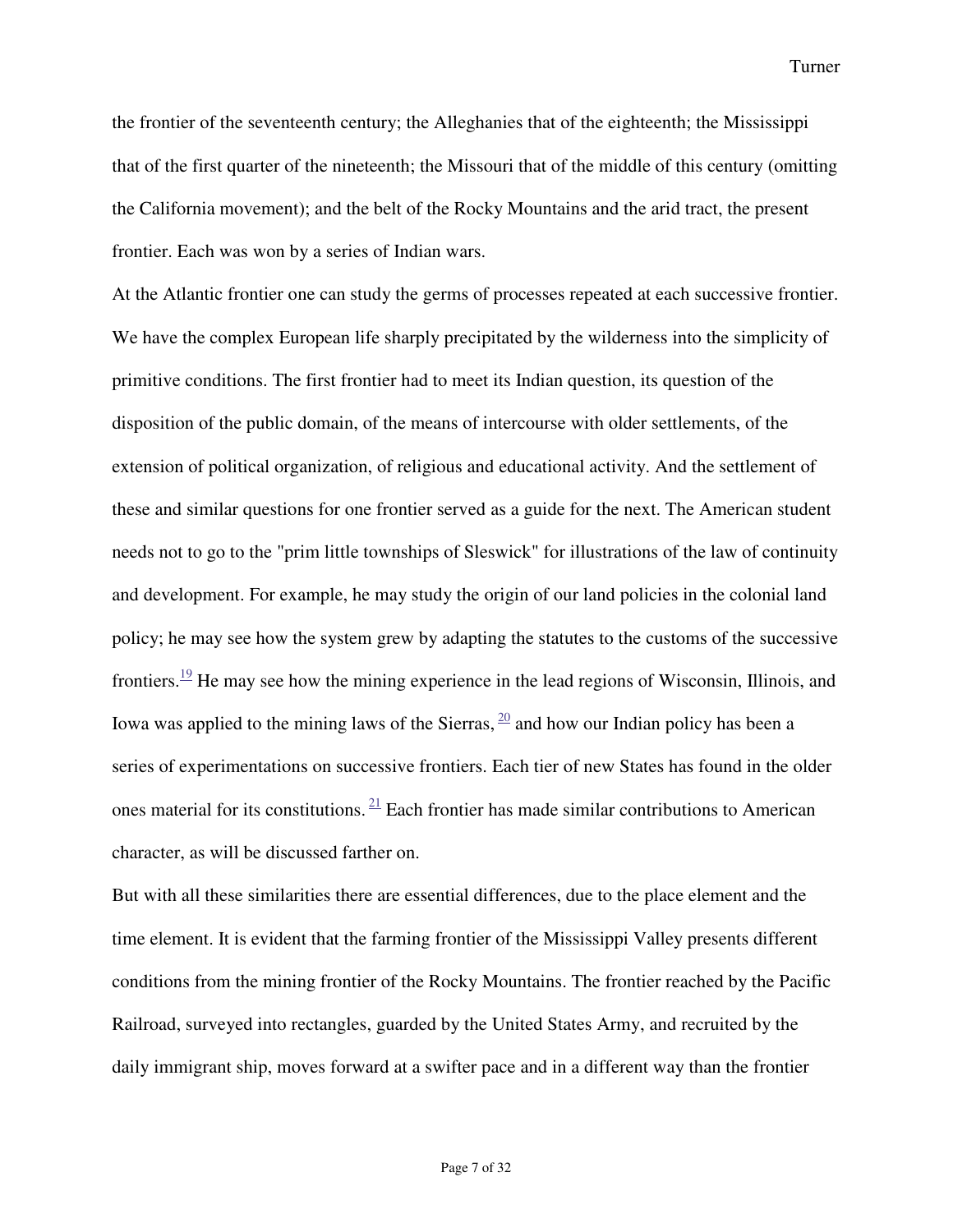the frontier of the seventeenth century; the Alleghanies that of the eighteenth; the Mississippi that of the first quarter of the nineteenth; the Missouri that of the middle of this century (omitting the California movement); and the belt of the Rocky Mountains and the arid tract, the present frontier. Each was won by a series of Indian wars.

At the Atlantic frontier one can study the germs of processes repeated at each successive frontier. We have the complex European life sharply precipitated by the wilderness into the simplicity of primitive conditions. The first frontier had to meet its Indian question, its question of the disposition of the public domain, of the means of intercourse with older settlements, of the extension of political organization, of religious and educational activity. And the settlement of these and similar questions for one frontier served as a guide for the next. The American student needs not to go to the "prim little townships of Sleswick" for illustrations of the law of continuity and development. For example, he may study the origin of our land policies in the colonial land policy; he may see how the system grew by adapting the statutes to the customs of the successive frontiers.[19] He may see how the mining experience in the lead regions of Wisconsin, Illinois, and Iowa was applied to the mining laws of the Sierras, [20] and how our Indian policy has been a series of experimentations on successive frontiers. Each tier of new States has found in the older ones material for its constitutions. [21] Each frontier has made similar contributions to American character, as will be discussed farther on.

But with all these similarities there are essential differences, due to the place element and the time element. It is evident that the farming frontier of the Mississippi Valley presents different conditions from the mining frontier of the Rocky Mountains. The frontier reached by the Pacific Railroad, surveyed into rectangles, guarded by the United States Army, and recruited by the daily immigrant ship, moves forward at a swifter pace and in a different way than the frontier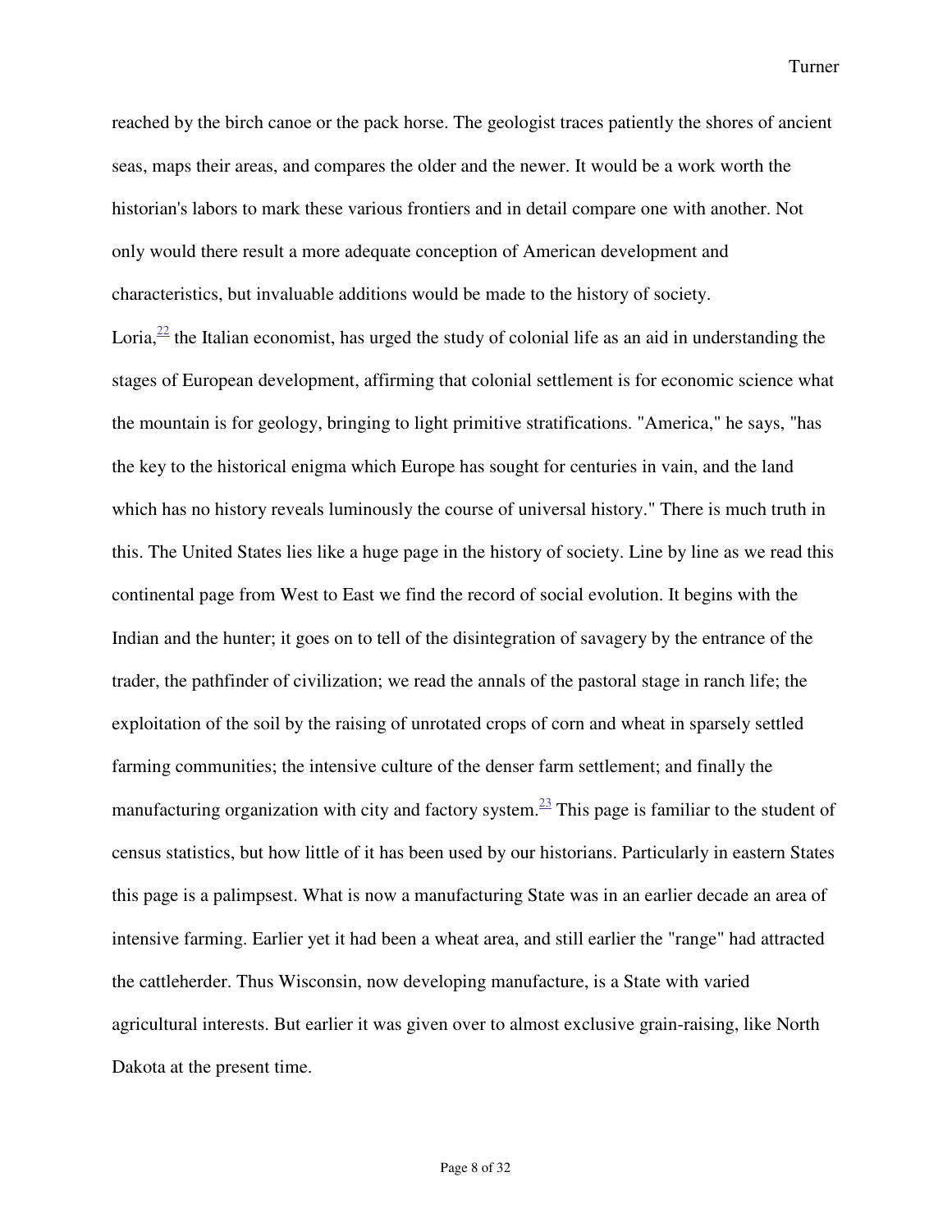reached by the birch canoe or the pack horse. The geologist traces patiently the shores of ancient seas, maps their areas, and compares the older and the newer. It would be a work worth the historian's labors to mark these various frontiers and in detail compare one with another. Not only would there result a more adequate conception of American development and characteristics, but invaluable additions would be made to the history of society.

Loria,[22] the Italian economist, has urged the study of colonial life as an aid in understanding the stages of European development, affirming that colonial settlement is for economic science what the mountain is for geology, bringing to light primitive stratifications. "America," he says, "has the key to the historical enigma which Europe has sought for centuries in vain, and the land which has no history reveals luminously the course of universal history." There is much truth in this. The United States lies like a huge page in the history of society. Line by line as we read this continental page from West to East we find the record of social evolution. It begins with the Indian and the hunter; it goes on to tell of the disintegration of savagery by the entrance of the trader, the pathfinder of civilization; we read the annals of the pastoral stage in ranch life; the exploitation of the soil by the raising of unrotated crops of corn and wheat in sparsely settled farming communities; the intensive culture of the denser farm settlement; and finally the manufacturing organization with city and factory system.[23] This page is familiar to the student of census statistics, but how little of it has been used by our historians. Particularly in eastern States this page is a palimpsest. What is now a manufacturing State was in an earlier decade an area of intensive farming. Earlier yet it had been a wheat area, and still earlier the "range" had attracted the cattleherder. Thus Wisconsin, now developing manufacture, is a State with varied agricultural interests. But earlier it was given over to almost exclusive grain-raising, like North Dakota at the present time.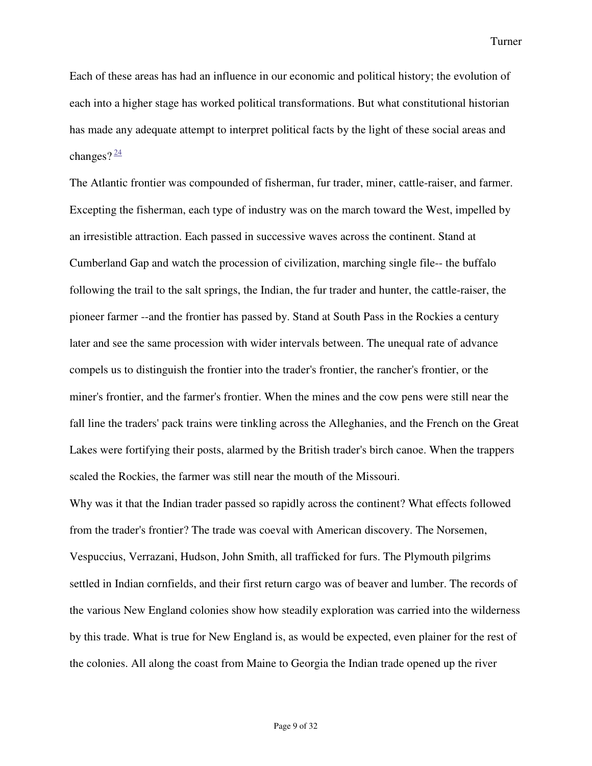Each of these areas has had an influence in our economic and political history; the evolution of each into a higher stage has worked political transformations. But what constitutional historian has made any adequate attempt to interpret political facts by the light of these social areas and changes?[24]

The Atlantic frontier was compounded of fisherman, fur trader, miner, cattle-raiser, and farmer. Excepting the fisherman, each type of industry was on the march toward the West, impelled by an irresistible attraction. Each passed in successive waves across the continent. Stand at Cumberland Gap and watch the procession of civilization, marching single file-- the buffalo following the trail to the salt springs, the Indian, the fur trader and hunter, the cattle-raiser, the pioneer farmer --and the frontier has passed by. Stand at South Pass in the Rockies a century later and see the same procession with wider intervals between. The unequal rate of advance compels us to distinguish the frontier into the trader's frontier, the rancher's frontier, or the miner's frontier, and the farmer's frontier. When the mines and the cow pens were still near the fall line the traders' pack trains were tinkling across the Alleghanies, and the French on the Great Lakes were fortifying their posts, alarmed by the British trader's birch canoe. When the trappers scaled the Rockies, the farmer was still near the mouth of the Missouri.

Why was it that the Indian trader passed so rapidly across the continent? What effects followed from the trader's frontier? The trade was coeval with American discovery. The Norsemen, Vespuccius, Verrazani, Hudson, John Smith, all trafficked for furs. The Plymouth pilgrims settled in Indian cornfields, and their first return cargo was of beaver and lumber. The records of the various New England colonies show how steadily exploration was carried into the wilderness by this trade. What is true for New England is, as would be expected, even plainer for the rest of the colonies. All along the coast from Maine to Georgia the Indian trade opened up the river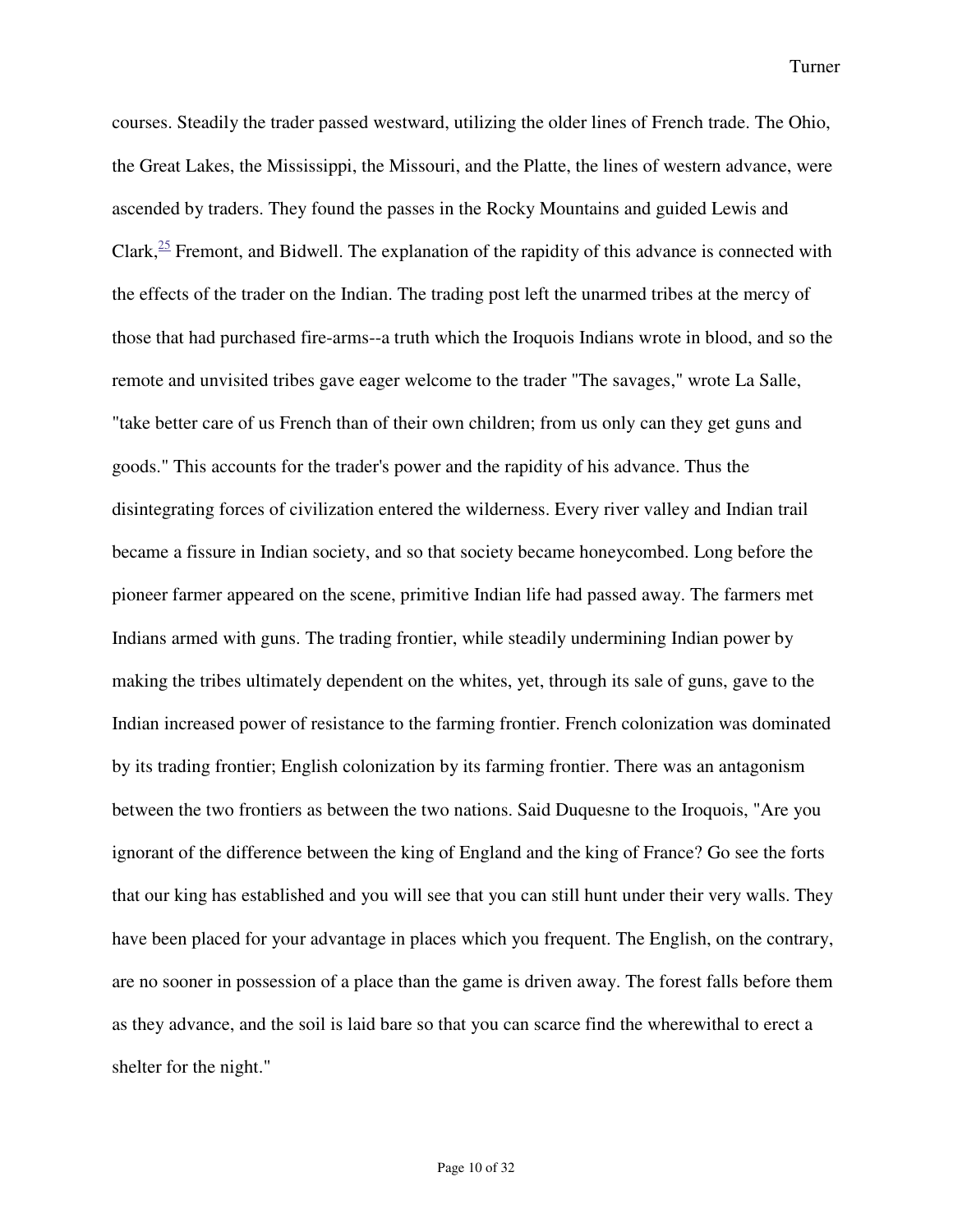courses. Steadily the trader passed westward, utilizing the older lines of French trade. The Ohio, the Great Lakes, the Mississippi, the Missouri, and the Platte, the lines of western advance, were ascended by traders. They found the passes in the Rocky Mountains and guided Lewis and Clark,[25] Fremont, and Bidwell. The explanation of the rapidity of this advance is connected with the effects of the trader on the Indian. The trading post left the unarmed tribes at the mercy of those that had purchased fire-arms--a truth which the Iroquois Indians wrote in blood, and so the remote and unvisited tribes gave eager welcome to the trader "The savages," wrote La Salle, "take better care of us French than of their own children; from us only can they get guns and goods." This accounts for the trader's power and the rapidity of his advance. Thus the disintegrating forces of civilization entered the wilderness. Every river valley and Indian trail became a fissure in Indian society, and so that society became honeycombed. Long before the pioneer farmer appeared on the scene, primitive Indian life had passed away. The farmers met Indians armed with guns. The trading frontier, while steadily undermining Indian power by making the tribes ultimately dependent on the whites, yet, through its sale of guns, gave to the Indian increased power of resistance to the farming frontier. French colonization was dominated by its trading frontier; English colonization by its farming frontier. There was an antagonism between the two frontiers as between the two nations. Said Duquesne to the Iroquois, "Are you ignorant of the difference between the king of England and the king of France? Go see the forts that our king has established and you will see that you can still hunt under their very walls. They have been placed for your advantage in places which you frequent. The English, on the contrary, are no sooner in possession of a place than the game is driven away. The forest falls before them as they advance, and the soil is laid bare so that you can scarce find the wherewithal to erect a shelter for the night."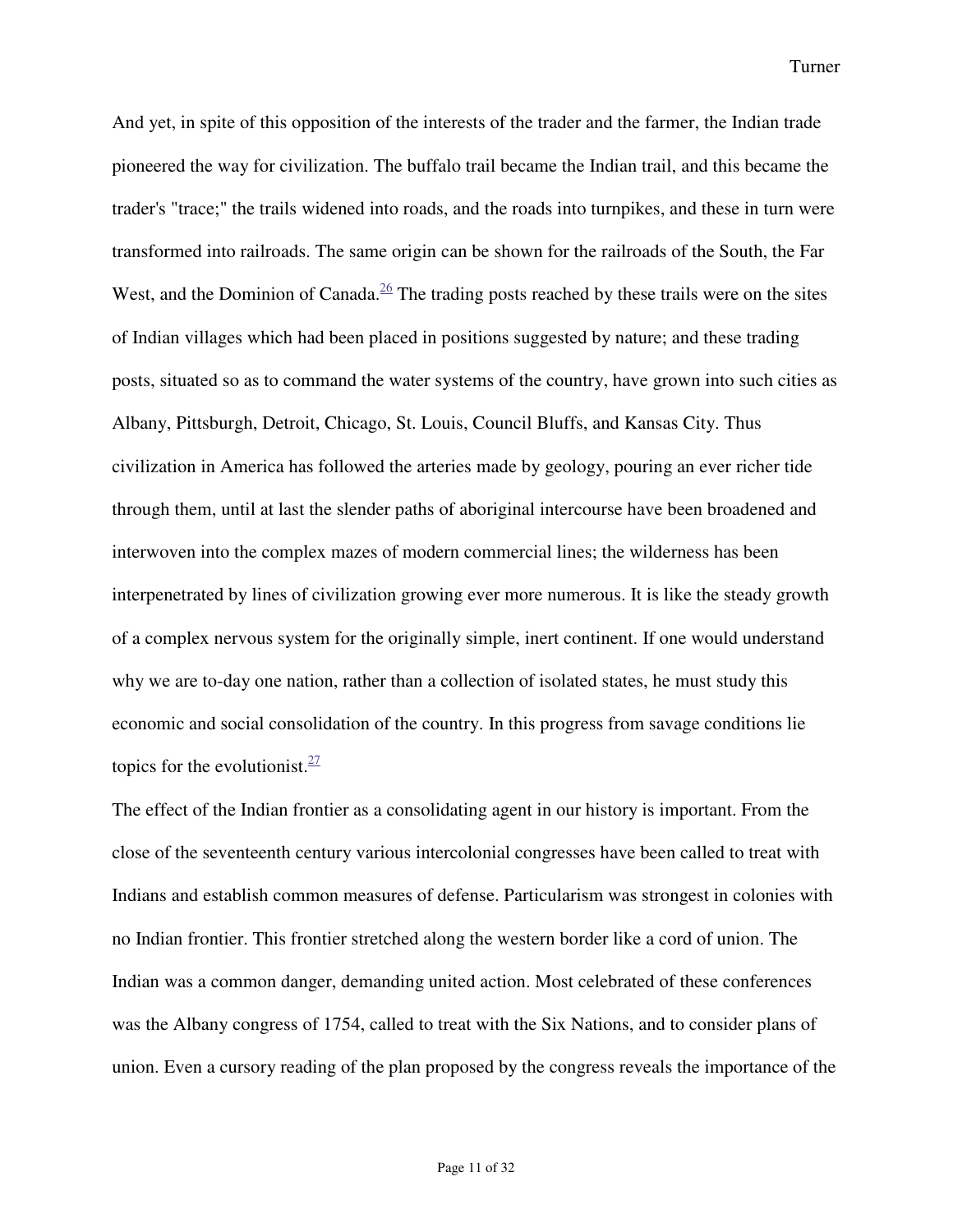And yet, in spite of this opposition of the interests of the trader and the farmer, the Indian trade pioneered the way for civilization. The buffalo trail became the Indian trail, and this became the trader's "trace;" the trails widened into roads, and the roads into turnpikes, and these in turn were transformed into railroads. The same origin can be shown for the railroads of the South, the Far West, and the Dominion of Canada.[26] The trading posts reached by these trails were on the sites of Indian villages which had been placed in positions suggested by nature; and these trading posts, situated so as to command the water systems of the country, have grown into such cities as Albany, Pittsburgh, Detroit, Chicago, St. Louis, Council Bluffs, and Kansas City. Thus civilization in America has followed the arteries made by geology, pouring an ever richer tide through them, until at last the slender paths of aboriginal intercourse have been broadened and interwoven into the complex mazes of modern commercial lines; the wilderness has been interpenetrated by lines of civilization growing ever more numerous. It is like the steady growth of a complex nervous system for the originally simple, inert continent. If one would understand why we are to-day one nation, rather than a collection of isolated states, he must study this economic and social consolidation of the country. In this progress from savage conditions lie topics for the evolutionist.[27]

The effect of the Indian frontier as a consolidating agent in our history is important. From the close of the seventeenth century various intercolonial congresses have been called to treat with Indians and establish common measures of defense. Particularism was strongest in colonies with no Indian frontier. This frontier stretched along the western border like a cord of union. The Indian was a common danger, demanding united action. Most celebrated of these conferences was the Albany congress of 1754, called to treat with the Six Nations, and to consider plans of union. Even a cursory reading of the plan proposed by the congress reveals the importance of the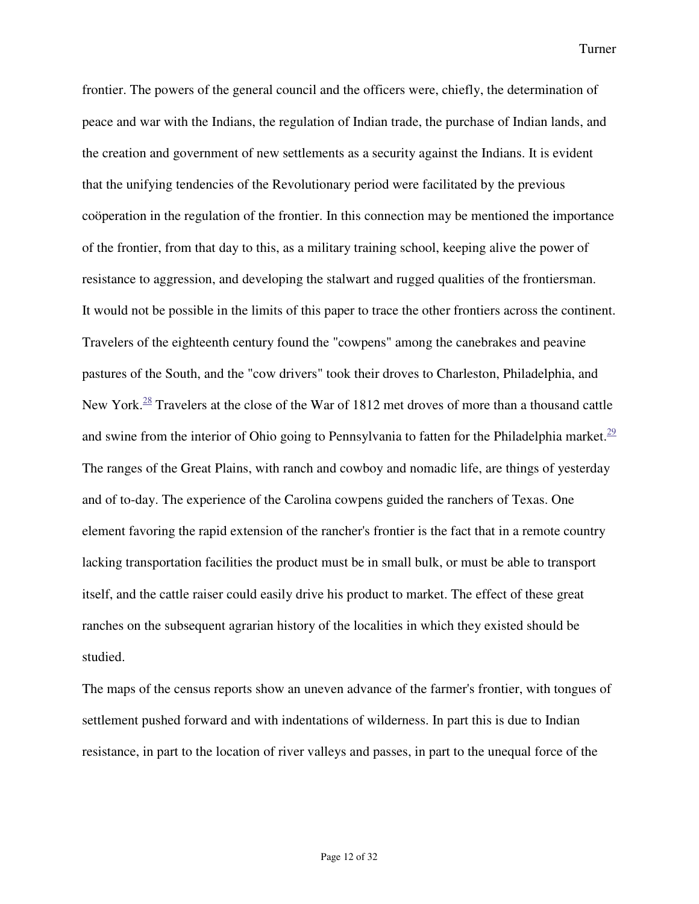frontier. The powers of the general council and the officers were, chiefly, the determination of peace and war with the Indians, the regulation of Indian trade, the purchase of Indian lands, and the creation and government of new settlements as a security against the Indians. It is evident that the unifying tendencies of the Revolutionary period were facilitated by the previous coöperation in the regulation of the frontier. In this connection may be mentioned the importance of the frontier, from that day to this, as a military training school, keeping alive the power of resistance to aggression, and developing the stalwart and rugged qualities of the frontiersman.

It would not be possible in the limits of this paper to trace the other frontiers across the continent. Travelers of the eighteenth century found the "cowpens" among the canebrakes and peavine pastures of the South, and the "cow drivers" took their droves to Charleston, Philadelphia, and New York.[28] Travelers at the close of the War of 1812 met droves of more than a thousand cattle and swine from the interior of Ohio going to Pennsylvania to fatten for the Philadelphia market.[29] The ranges of the Great Plains, with ranch and cowboy and nomadic life, are things of yesterday and of to-day. The experience of the Carolina cowpens guided the ranchers of Texas. One element favoring the rapid extension of the rancher's frontier is the fact that in a remote country lacking transportation facilities the product must be in small bulk, or must be able to transport itself, and the cattle raiser could easily drive his product to market. The effect of these great ranches on the subsequent agrarian history of the localities in which they existed should be studied.

The maps of the census reports show an uneven advance of the farmer's frontier, with tongues of settlement pushed forward and with indentations of wilderness. In part this is due to Indian resistance, in part to the location of river valleys and passes, in part to the unequal force of the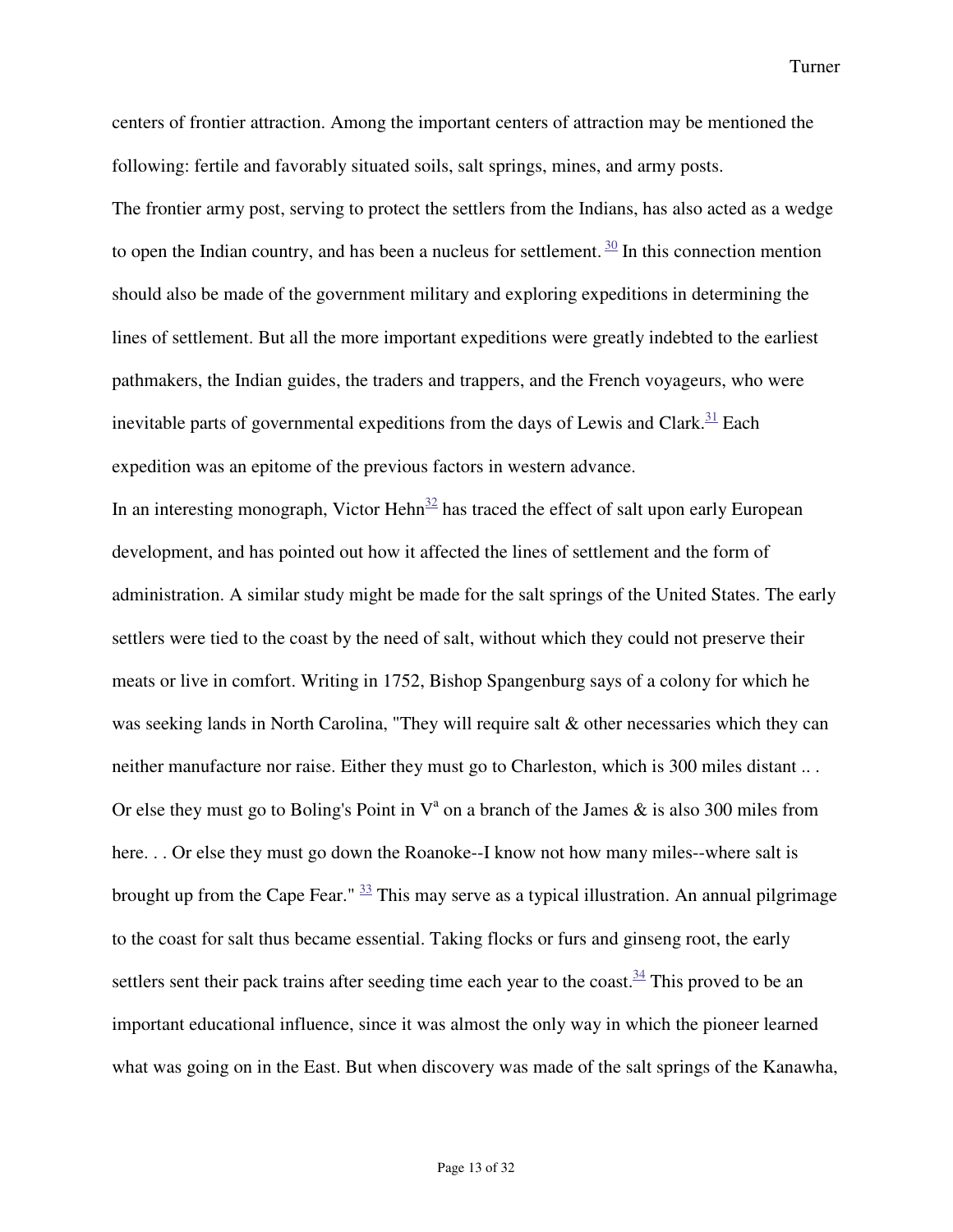centers of frontier attraction. Among the important centers of attraction may be mentioned the following: fertile and favorably situated soils, salt springs, mines, and army posts.

The frontier army post, serving to protect the settlers from the Indians, has also acted as a wedge to open the Indian country, and has been a nucleus for settlement. [30] In this connection mention should also be made of the government military and exploring expeditions in determining the lines of settlement. But all the more important expeditions were greatly indebted to the earliest pathmakers, the Indian guides, the traders and trappers, and the French voyageurs, who were inevitable parts of governmental expeditions from the days of Lewis and Clark.[31] Each expedition was an epitome of the previous factors in western advance.

In an interesting monograph, Victor Hehn[32] has traced the effect of salt upon early European development, and has pointed out how it affected the lines of settlement and the form of administration. A similar study might be made for the salt springs of the United States. The early settlers were tied to the coast by the need of salt, without which they could not preserve their meats or live in comfort. Writing in 1752, Bishop Spangenburg says of a colony for which he was seeking lands in North Carolina, "They will require salt & other necessaries which they can neither manufacture nor raise. Either they must go to Charleston, which is 300 miles distant .. . Or else they must go to Boling's Point in V[a] on a branch of the James & is also 300 miles from here. . . Or else they must go down the Roanoke--I know not how many miles--where salt is brought up from the Cape Fear." [33] This may serve as a typical illustration. An annual pilgrimage to the coast for salt thus became essential. Taking flocks or furs and ginseng root, the early settlers sent their pack trains after seeding time each year to the coast.[34] This proved to be an important educational influence, since it was almost the only way in which the pioneer learned what was going on in the East. But when discovery was made of the salt springs of the Kanawha,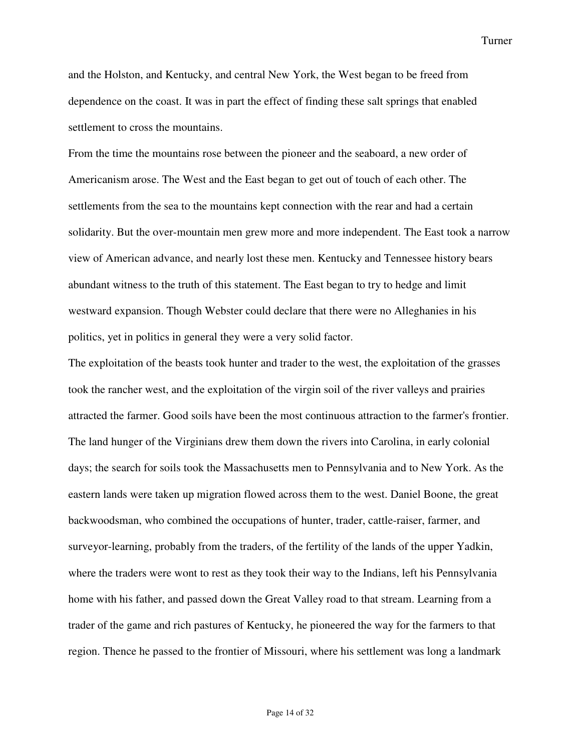and the Holston, and Kentucky, and central New York, the West began to be freed from dependence on the coast. It was in part the effect of finding these salt springs that enabled settlement to cross the mountains.

From the time the mountains rose between the pioneer and the seaboard, a new order of Americanism arose. The West and the East began to get out of touch of each other. The settlements from the sea to the mountains kept connection with the rear and had a certain solidarity. But the over-mountain men grew more and more independent. The East took a narrow view of American advance, and nearly lost these men. Kentucky and Tennessee history bears abundant witness to the truth of this statement. The East began to try to hedge and limit westward expansion. Though Webster could declare that there were no Alleghanies in his politics, yet in politics in general they were a very solid factor.

The exploitation of the beasts took hunter and trader to the west, the exploitation of the grasses took the rancher west, and the exploitation of the virgin soil of the river valleys and prairies attracted the farmer. Good soils have been the most continuous attraction to the farmer's frontier. The land hunger of the Virginians drew them down the rivers into Carolina, in early colonial days; the search for soils took the Massachusetts men to Pennsylvania and to New York. As the eastern lands were taken up migration flowed across them to the west. Daniel Boone, the great backwoodsman, who combined the occupations of hunter, trader, cattle-raiser, farmer, and surveyor-learning, probably from the traders, of the fertility of the lands of the upper Yadkin, where the traders were wont to rest as they took their way to the Indians, left his Pennsylvania home with his father, and passed down the Great Valley road to that stream. Learning from a trader of the game and rich pastures of Kentucky, he pioneered the way for the farmers to that region. Thence he passed to the frontier of Missouri, where his settlement was long a landmark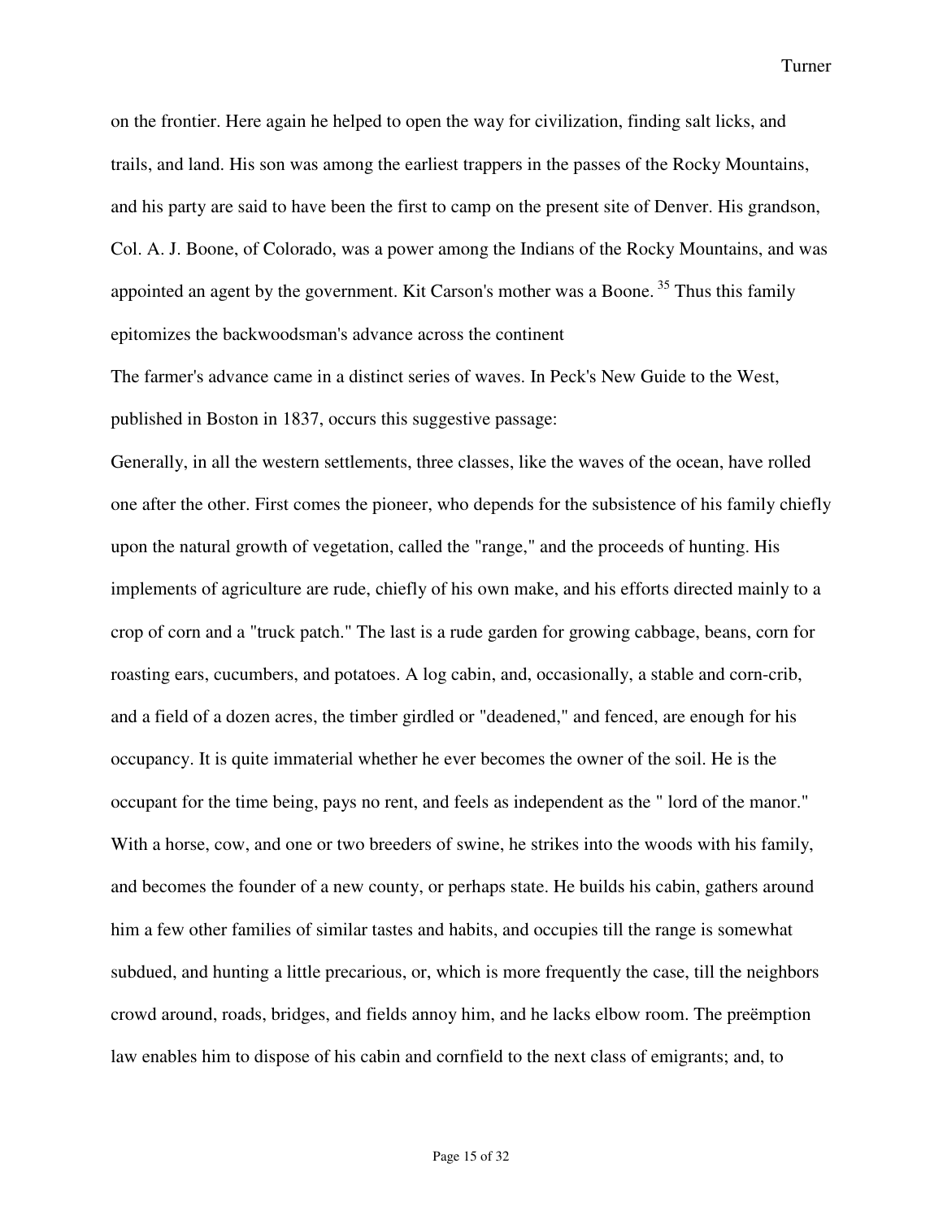on the frontier. Here again he helped to open the way for civilization, finding salt licks, and trails, and land. His son was among the earliest trappers in the passes of the Rocky Mountains, and his party are said to have been the first to camp on the present site of Denver. His grandson, Col. A. J. Boone, of Colorado, was a power among the Indians of the Rocky Mountains, and was appointed an agent by the government. Kit Carson's mother was a Boone. [35] Thus this family epitomizes the backwoodsman's advance across the continent

The farmer's advance came in a distinct series of waves. In Peck's New Guide to the West, published in Boston in 1837, occurs this suggestive passage:

Generally, in all the western settlements, three classes, like the waves of the ocean, have rolled one after the other. First comes the pioneer, who depends for the subsistence of his family chiefly upon the natural growth of vegetation, called the "range," and the proceeds of hunting. His implements of agriculture are rude, chiefly of his own make, and his efforts directed mainly to a crop of corn and a "truck patch." The last is a rude garden for growing cabbage, beans, corn for roasting ears, cucumbers, and potatoes. A log cabin, and, occasionally, a stable and corn-crib, and a field of a dozen acres, the timber girdled or "deadened," and fenced, are enough for his occupancy. It is quite immaterial whether he ever becomes the owner of the soil. He is the occupant for the time being, pays no rent, and feels as independent as the " lord of the manor." With a horse, cow, and one or two breeders of swine, he strikes into the woods with his family, and becomes the founder of a new county, or perhaps state. He builds his cabin, gathers around him a few other families of similar tastes and habits, and occupies till the range is somewhat subdued, and hunting a little precarious, or, which is more frequently the case, till the neighbors crowd around, roads, bridges, and fields annoy him, and he lacks elbow room. The preëmption law enables him to dispose of his cabin and cornfield to the next class of emigrants; and, to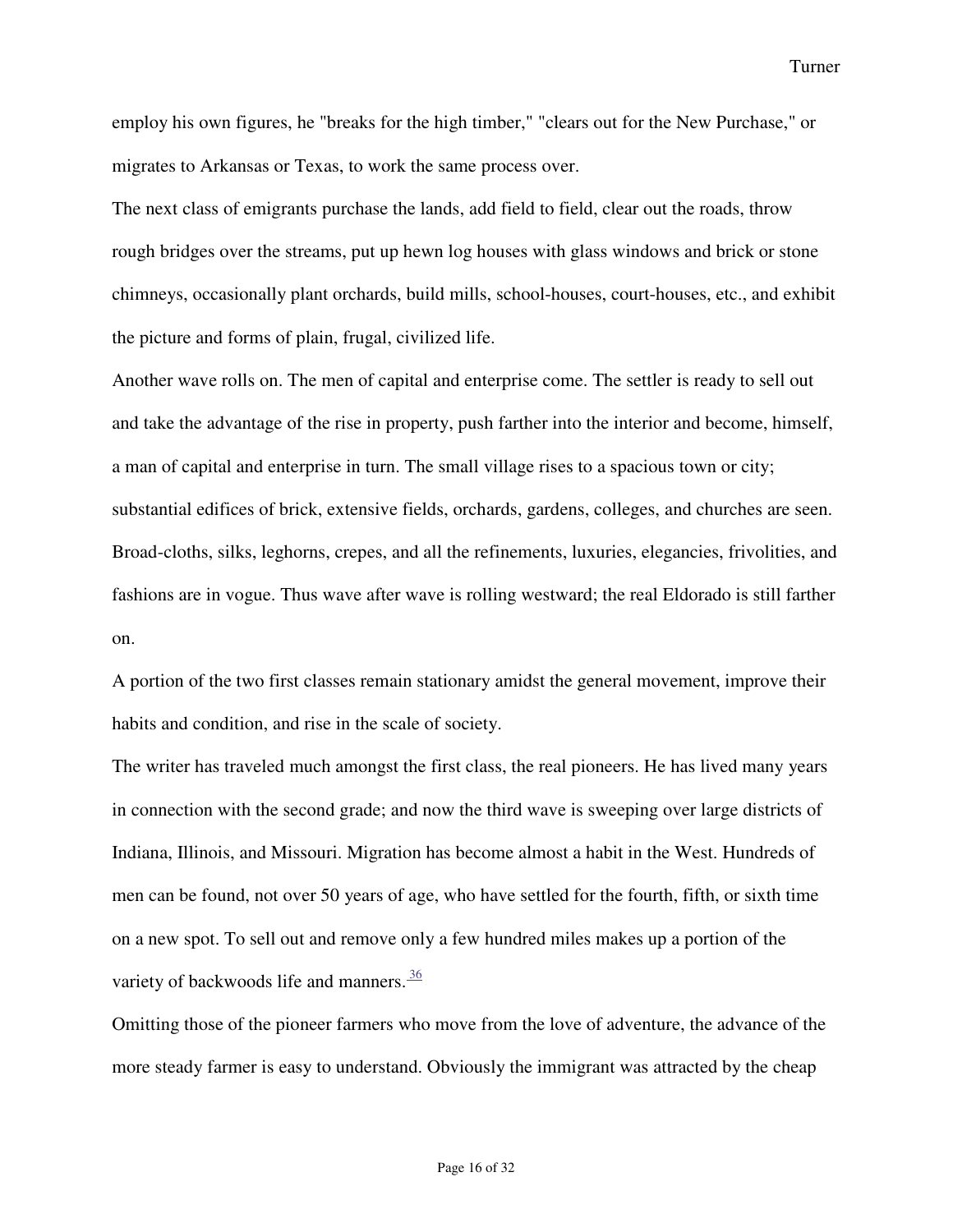employ his own figures, he "breaks for the high timber," "clears out for the New Purchase," or migrates to Arkansas or Texas, to work the same process over.

The next class of emigrants purchase the lands, add field to field, clear out the roads, throw rough bridges over the streams, put up hewn log houses with glass windows and brick or stone chimneys, occasionally plant orchards, build mills, school-houses, court-houses, etc., and exhibit the picture and forms of plain, frugal, civilized life.

Another wave rolls on. The men of capital and enterprise come. The settler is ready to sell out and take the advantage of the rise in property, push farther into the interior and become, himself, a man of capital and enterprise in turn. The small village rises to a spacious town or city; substantial edifices of brick, extensive fields, orchards, gardens, colleges, and churches are seen. Broad-cloths, silks, leghorns, crepes, and all the refinements, luxuries, elegancies, frivolities, and fashions are in vogue. Thus wave after wave is rolling westward; the real Eldorado is still farther on.

A portion of the two first classes remain stationary amidst the general movement, improve their habits and condition, and rise in the scale of society.

The writer has traveled much amongst the first class, the real pioneers. He has lived many years in connection with the second grade; and now the third wave is sweeping over large districts of Indiana, Illinois, and Missouri. Migration has become almost a habit in the West. Hundreds of men can be found, not over 50 years of age, who have settled for the fourth, fifth, or sixth time on a new spot. To sell out and remove only a few hundred miles makes up a portion of the variety of backwoods life and manners.[36]

Omitting those of the pioneer farmers who move from the love of adventure, the advance of the more steady farmer is easy to understand. Obviously the immigrant was attracted by the cheap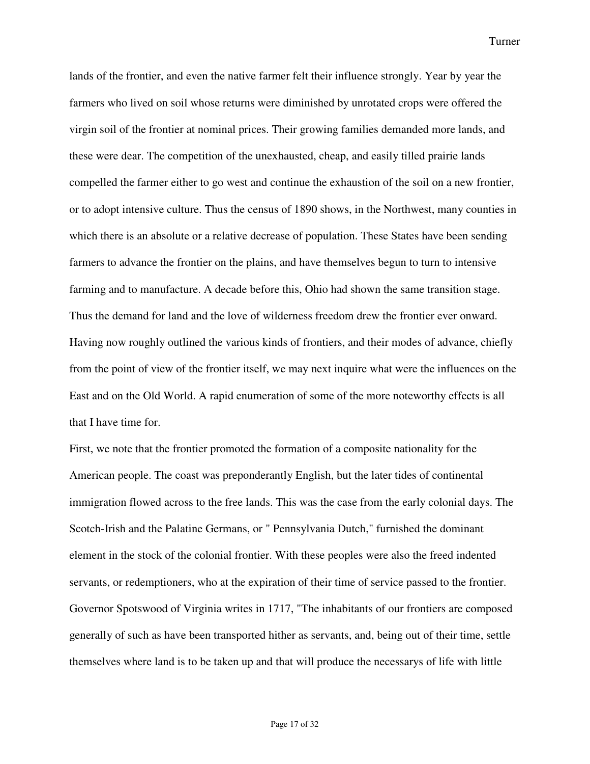lands of the frontier, and even the native farmer felt their influence strongly. Year by year the farmers who lived on soil whose returns were diminished by unrotated crops were offered the virgin soil of the frontier at nominal prices. Their growing families demanded more lands, and these were dear. The competition of the unexhausted, cheap, and easily tilled prairie lands compelled the farmer either to go west and continue the exhaustion of the soil on a new frontier, or to adopt intensive culture. Thus the census of 1890 shows, in the Northwest, many counties in which there is an absolute or a relative decrease of population. These States have been sending farmers to advance the frontier on the plains, and have themselves begun to turn to intensive farming and to manufacture. A decade before this, Ohio had shown the same transition stage. Thus the demand for land and the love of wilderness freedom drew the frontier ever onward.

Having now roughly outlined the various kinds of frontiers, and their modes of advance, chiefly from the point of view of the frontier itself, we may next inquire what were the influences on the East and on the Old World. A rapid enumeration of some of the more noteworthy effects is all that I have time for.

First, we note that the frontier promoted the formation of a composite nationality for the American people. The coast was preponderantly English, but the later tides of continental immigration flowed across to the free lands. This was the case from the early colonial days. The Scotch-Irish and the Palatine Germans, or " Pennsylvania Dutch," furnished the dominant element in the stock of the colonial frontier. With these peoples were also the freed indented servants, or redemptioners, who at the expiration of their time of service passed to the frontier. Governor Spotswood of Virginia writes in 1717, "The inhabitants of our frontiers are composed generally of such as have been transported hither as servants, and, being out of their time, settle themselves where land is to be taken up and that will produce the necessarys of life with little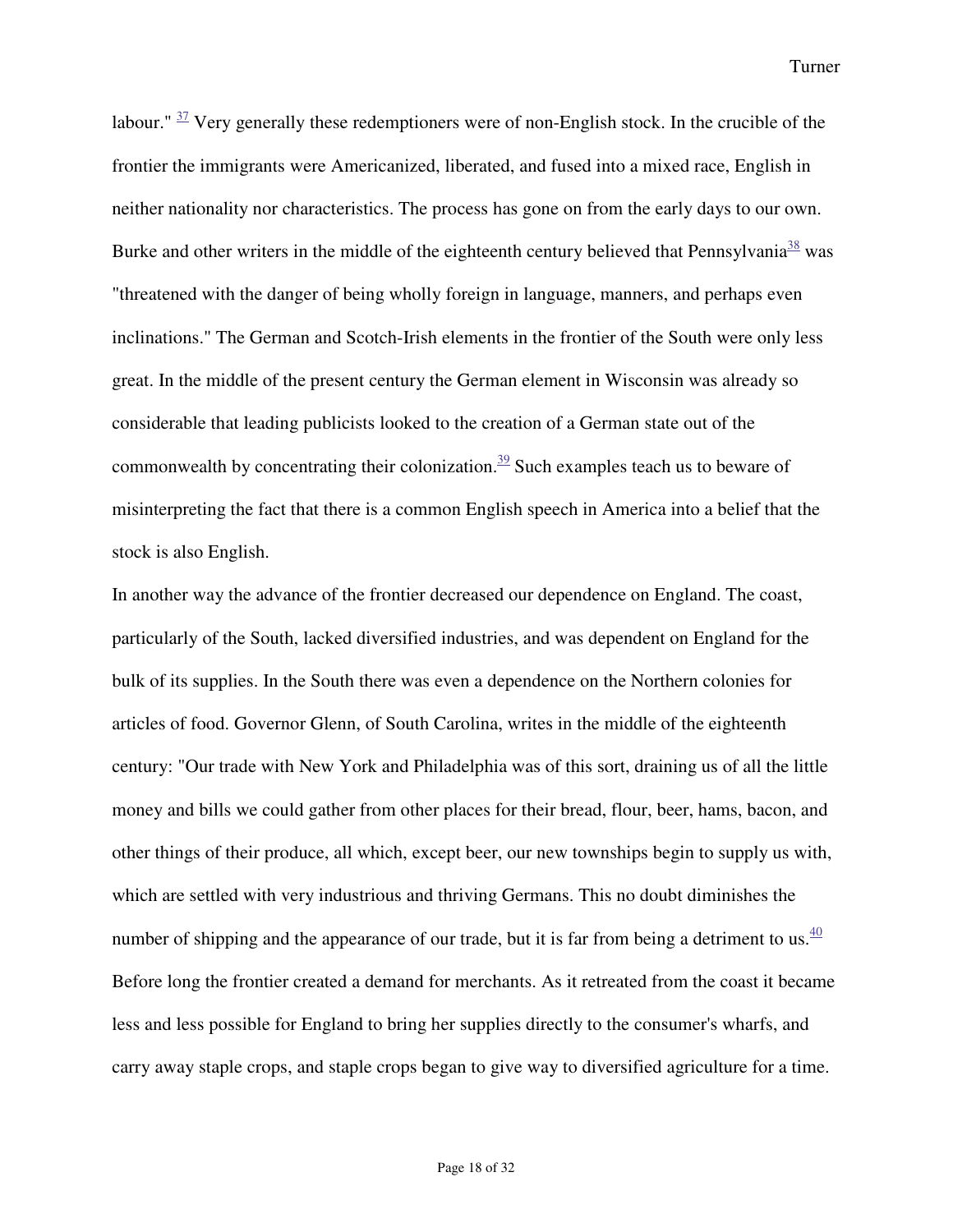labour." [37] Very generally these redemptioners were of non-English stock. In the crucible of the frontier the immigrants were Americanized, liberated, and fused into a mixed race, English in neither nationality nor characteristics. The process has gone on from the early days to our own. Burke and other writers in the middle of the eighteenth century believed that Pennsylvania[38] was "threatened with the danger of being wholly foreign in language, manners, and perhaps even inclinations." The German and Scotch-Irish elements in the frontier of the South were only less great. In the middle of the present century the German element in Wisconsin was already so considerable that leading publicists looked to the creation of a German state out of the commonwealth by concentrating their colonization.[39] Such examples teach us to beware of misinterpreting the fact that there is a common English speech in America into a belief that the stock is also English.

In another way the advance of the frontier decreased our dependence on England. The coast, particularly of the South, lacked diversified industries, and was dependent on England for the bulk of its supplies. In the South there was even a dependence on the Northern colonies for articles of food. Governor Glenn, of South Carolina, writes in the middle of the eighteenth century: "Our trade with New York and Philadelphia was of this sort, draining us of all the little money and bills we could gather from other places for their bread, flour, beer, hams, bacon, and other things of their produce, all which, except beer, our new townships begin to supply us with, which are settled with very industrious and thriving Germans. This no doubt diminishes the number of shipping and the appearance of our trade, but it is far from being a detriment to us.[40] Before long the frontier created a demand for merchants. As it retreated from the coast it became less and less possible for England to bring her supplies directly to the consumer's wharfs, and carry away staple crops, and staple crops began to give way to diversified agriculture for a time.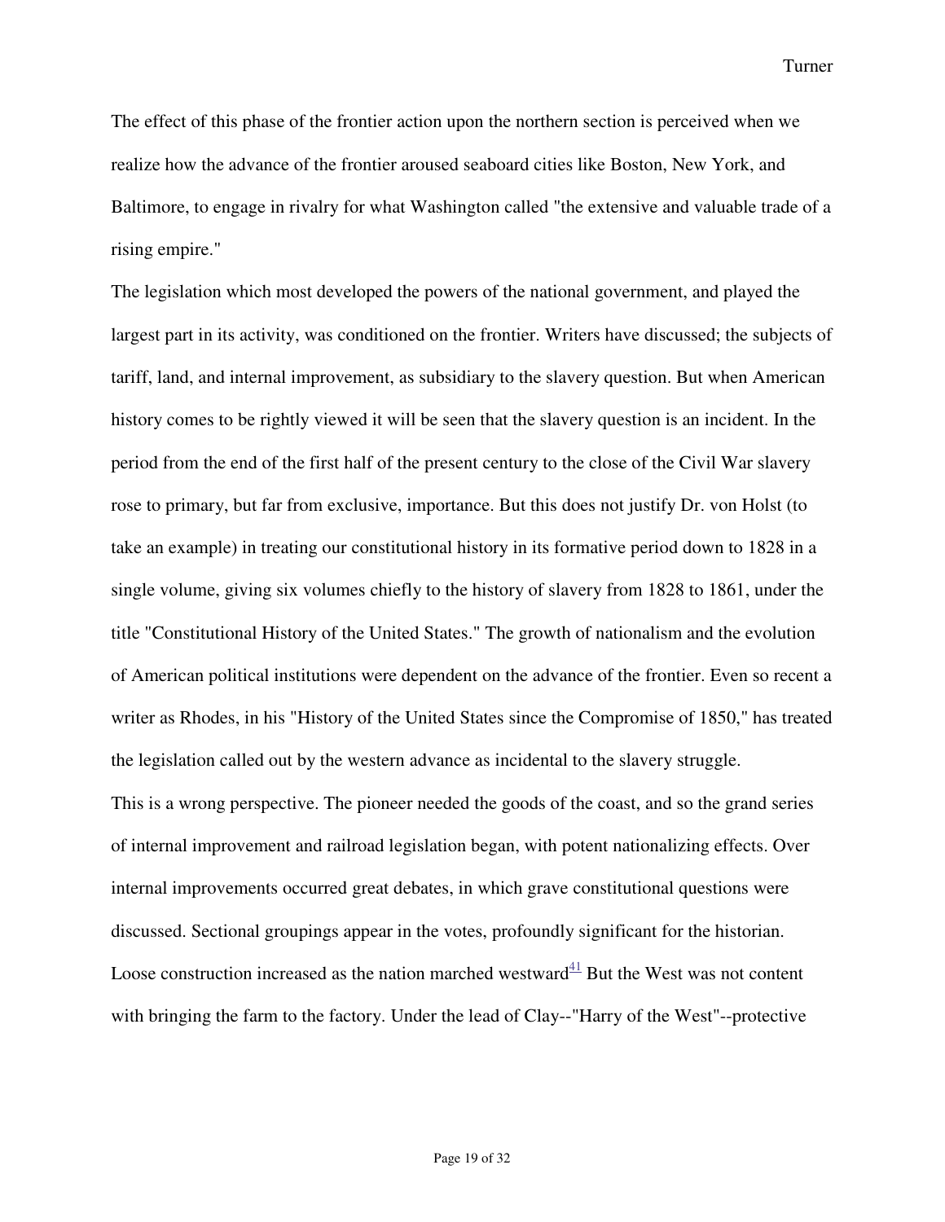The effect of this phase of the frontier action upon the northern section is perceived when we realize how the advance of the frontier aroused seaboard cities like Boston, New York, and Baltimore, to engage in rivalry for what Washington called "the extensive and valuable trade of a rising empire."

The legislation which most developed the powers of the national government, and played the largest part in its activity, was conditioned on the frontier. Writers have discussed; the subjects of tariff, land, and internal improvement, as subsidiary to the slavery question. But when American history comes to be rightly viewed it will be seen that the slavery question is an incident. In the period from the end of the first half of the present century to the close of the Civil War slavery rose to primary, but far from exclusive, importance. But this does not justify Dr. von Holst (to take an example) in treating our constitutional history in its formative period down to 1828 in a single volume, giving six volumes chiefly to the history of slavery from 1828 to 1861, under the title "Constitutional History of the United States." The growth of nationalism and the evolution of American political institutions were dependent on the advance of the frontier. Even so recent a writer as Rhodes, in his "History of the United States since the Compromise of 1850," has treated the legislation called out by the western advance as incidental to the slavery struggle.

This is a wrong perspective. The pioneer needed the goods of the coast, and so the grand series of internal improvement and railroad legislation began, with potent nationalizing effects. Over internal improvements occurred great debates, in which grave constitutional questions were discussed. Sectional groupings appear in the votes, profoundly significant for the historian. Loose construction increased as the nation marched westward[41] But the West was not content with bringing the farm to the factory. Under the lead of Clay--"Harry of the West"--protective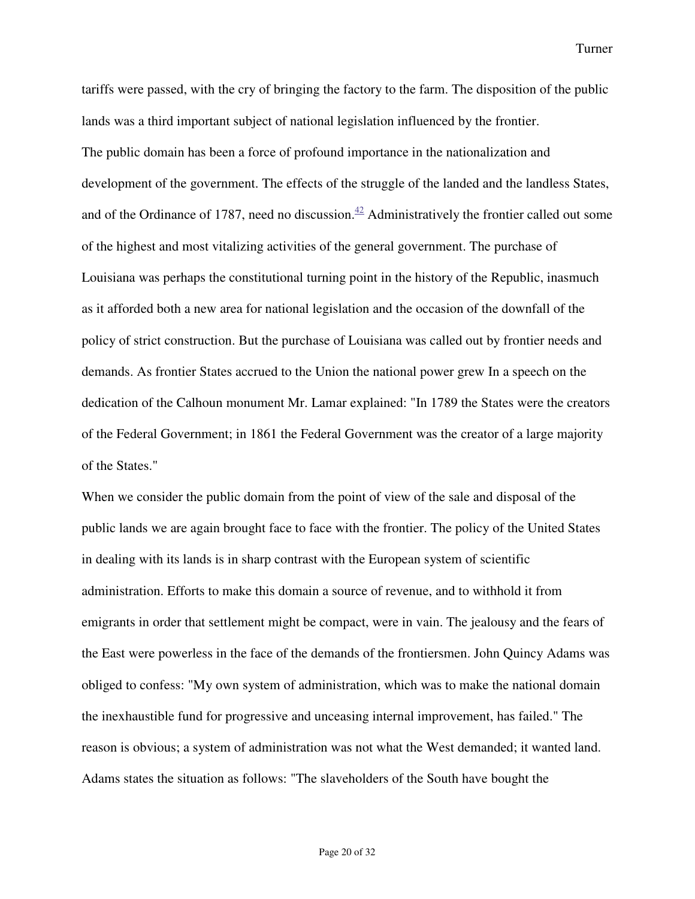tariffs were passed, with the cry of bringing the factory to the farm. The disposition of the public lands was a third important subject of national legislation influenced by the frontier.

The public domain has been a force of profound importance in the nationalization and development of the government. The effects of the struggle of the landed and the landless States, and of the Ordinance of 1787, need no discussion.[42] Administratively the frontier called out some of the highest and most vitalizing activities of the general government. The purchase of Louisiana was perhaps the constitutional turning point in the history of the Republic, inasmuch as it afforded both a new area for national legislation and the occasion of the downfall of the policy of strict construction. But the purchase of Louisiana was called out by frontier needs and demands. As frontier States accrued to the Union the national power grew In a speech on the dedication of the Calhoun monument Mr. Lamar explained: "In 1789 the States were the creators of the Federal Government; in 1861 the Federal Government was the creator of a large majority of the States."

When we consider the public domain from the point of view of the sale and disposal of the public lands we are again brought face to face with the frontier. The policy of the United States in dealing with its lands is in sharp contrast with the European system of scientific administration. Efforts to make this domain a source of revenue, and to withhold it from emigrants in order that settlement might be compact, were in vain. The jealousy and the fears of the East were powerless in the face of the demands of the frontiersmen. John Quincy Adams was obliged to confess: "My own system of administration, which was to make the national domain the inexhaustible fund for progressive and unceasing internal improvement, has failed." The reason is obvious; a system of administration was not what the West demanded; it wanted land. Adams states the situation as follows: "The slaveholders of the South have bought the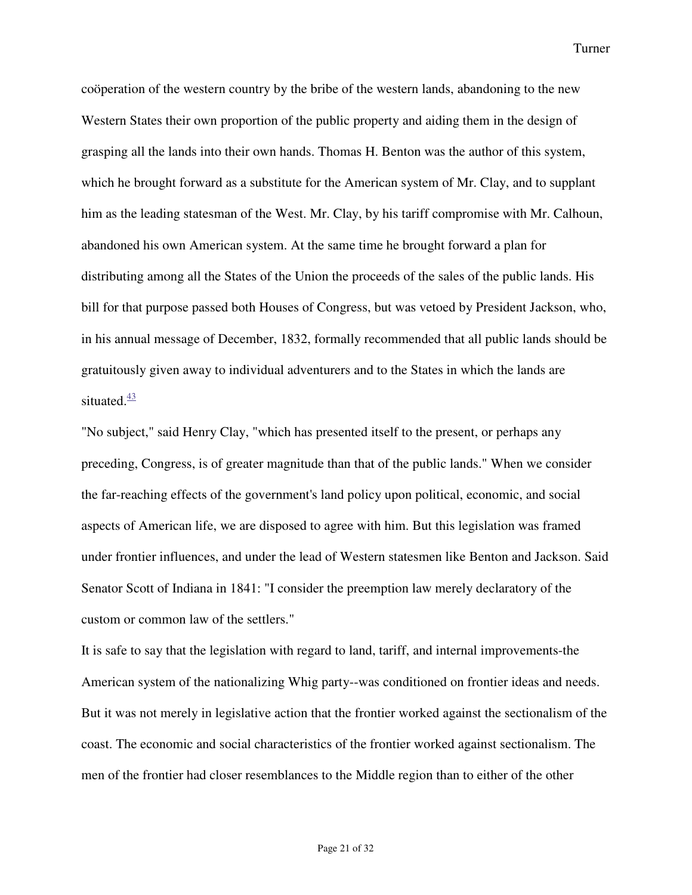coöperation of the western country by the bribe of the western lands, abandoning to the new Western States their own proportion of the public property and aiding them in the design of grasping all the lands into their own hands. Thomas H. Benton was the author of this system, which he brought forward as a substitute for the American system of Mr. Clay, and to supplant him as the leading statesman of the West. Mr. Clay, by his tariff compromise with Mr. Calhoun, abandoned his own American system. At the same time he brought forward a plan for distributing among all the States of the Union the proceeds of the sales of the public lands. His bill for that purpose passed both Houses of Congress, but was vetoed by President Jackson, who, in his annual message of December, 1832, formally recommended that all public lands should be gratuitously given away to individual adventurers and to the States in which the lands are situated.[43]

"No subject," said Henry Clay, "which has presented itself to the present, or perhaps any preceding, Congress, is of greater magnitude than that of the public lands." When we consider the far-reaching effects of the government's land policy upon political, economic, and social aspects of American life, we are disposed to agree with him. But this legislation was framed under frontier influences, and under the lead of Western statesmen like Benton and Jackson. Said Senator Scott of Indiana in 1841: "I consider the preemption law merely declaratory of the custom or common law of the settlers."

It is safe to say that the legislation with regard to land, tariff, and internal improvements-the American system of the nationalizing Whig party--was conditioned on frontier ideas and needs. But it was not merely in legislative action that the frontier worked against the sectionalism of the coast. The economic and social characteristics of the frontier worked against sectionalism. The men of the frontier had closer resemblances to the Middle region than to either of the other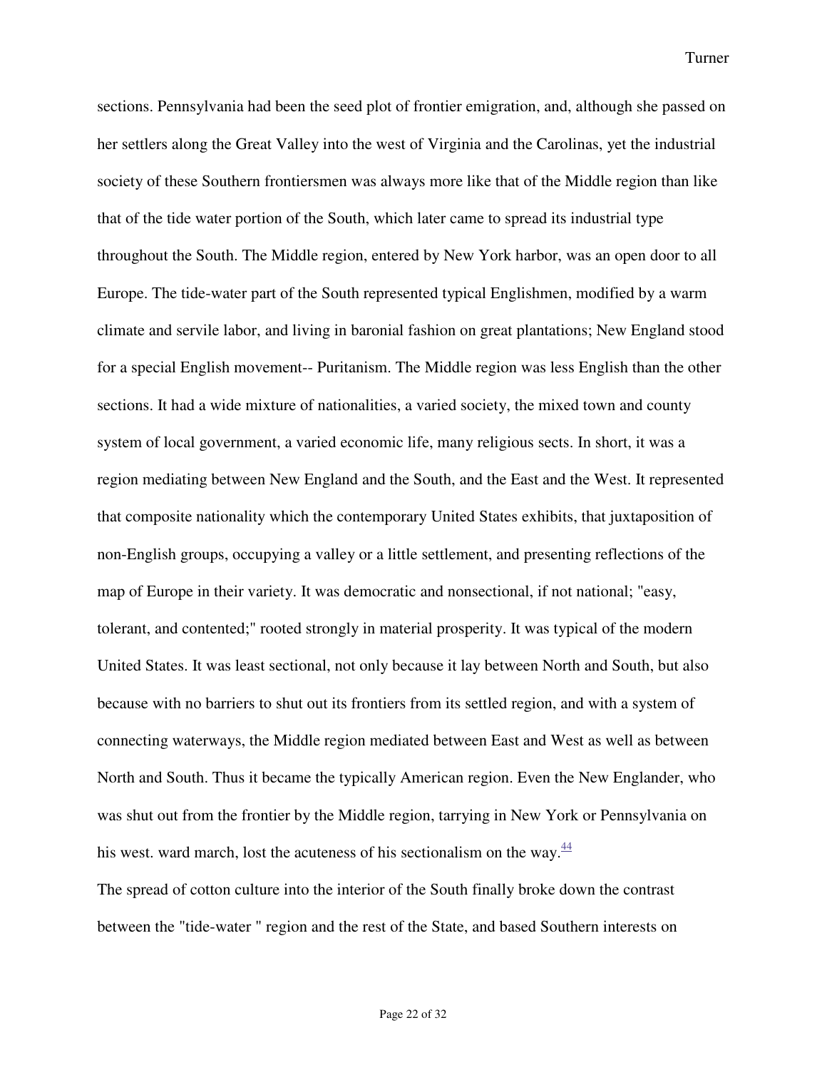sections. Pennsylvania had been the seed plot of frontier emigration, and, although she passed on her settlers along the Great Valley into the west of Virginia and the Carolinas, yet the industrial society of these Southern frontiersmen was always more like that of the Middle region than like that of the tide water portion of the South, which later came to spread its industrial type throughout the South. The Middle region, entered by New York harbor, was an open door to all Europe. The tide-water part of the South represented typical Englishmen, modified by a warm climate and servile labor, and living in baronial fashion on great plantations; New England stood for a special English movement-- Puritanism. The Middle region was less English than the other sections. It had a wide mixture of nationalities, a varied society, the mixed town and county system of local government, a varied economic life, many religious sects. In short, it was a region mediating between New England and the South, and the East and the West. It represented that composite nationality which the contemporary United States exhibits, that juxtaposition of non-English groups, occupying a valley or a little settlement, and presenting reflections of the map of Europe in their variety. It was democratic and nonsectional, if not national; "easy, tolerant, and contented;" rooted strongly in material prosperity. It was typical of the modern United States. It was least sectional, not only because it lay between North and South, but also because with no barriers to shut out its frontiers from its settled region, and with a system of connecting waterways, the Middle region mediated between East and West as well as between North and South. Thus it became the typically American region. Even the New Englander, who was shut out from the frontier by the Middle region, tarrying in New York or Pennsylvania on his west. ward march, lost the acuteness of his sectionalism on the way.[44]

The spread of cotton culture into the interior of the South finally broke down the contrast between the "tide-water " region and the rest of the State, and based Southern interests on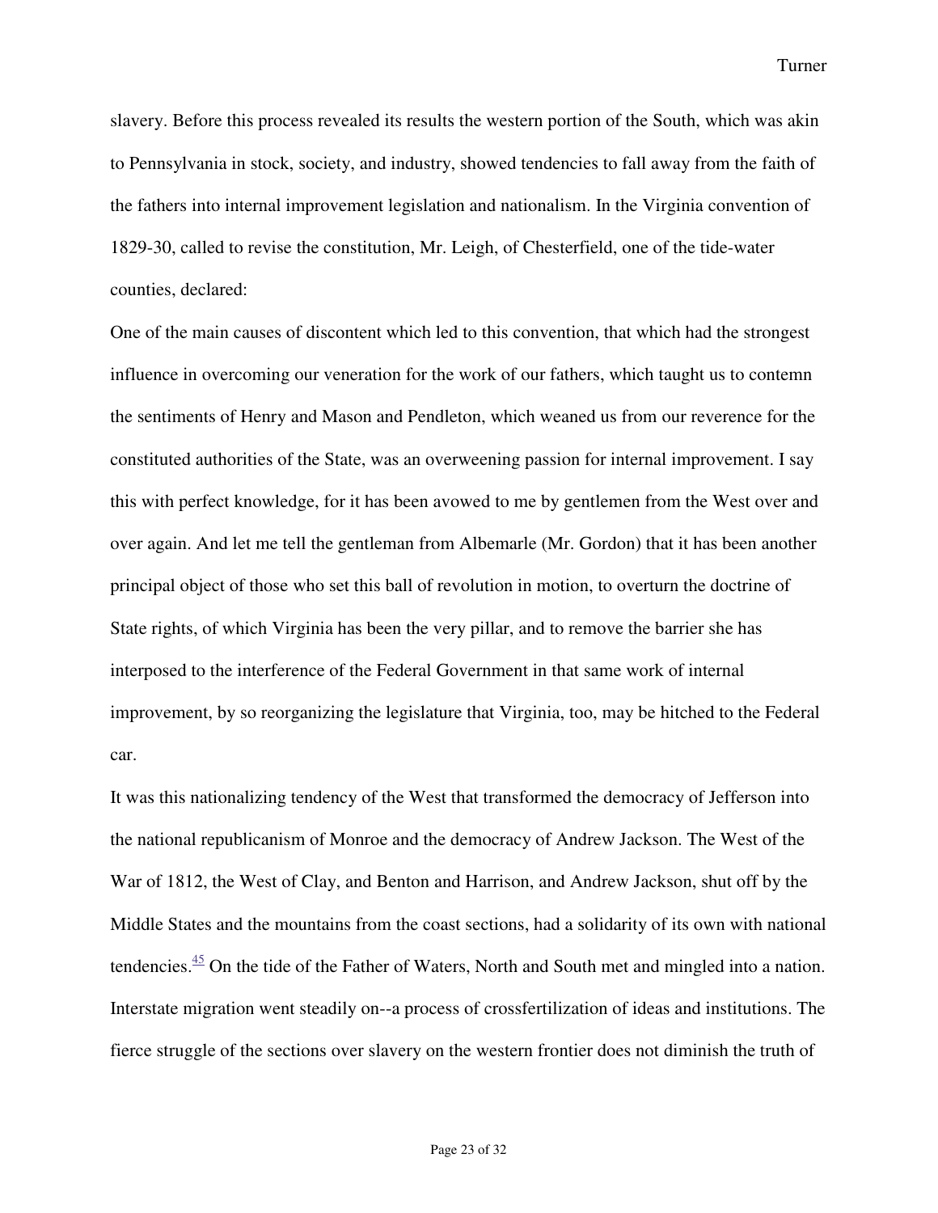slavery. Before this process revealed its results the western portion of the South, which was akin to Pennsylvania in stock, society, and industry, showed tendencies to fall away from the faith of the fathers into internal improvement legislation and nationalism. In the Virginia convention of 1829-30, called to revise the constitution, Mr. Leigh, of Chesterfield, one of the tide-water counties, declared:

One of the main causes of discontent which led to this convention, that which had the strongest influence in overcoming our veneration for the work of our fathers, which taught us to contemn the sentiments of Henry and Mason and Pendleton, which weaned us from our reverence for the constituted authorities of the State, was an overweening passion for internal improvement. I say this with perfect knowledge, for it has been avowed to me by gentlemen from the West over and over again. And let me tell the gentleman from Albemarle (Mr. Gordon) that it has been another principal object of those who set this ball of revolution in motion, to overturn the doctrine of State rights, of which Virginia has been the very pillar, and to remove the barrier she has interposed to the interference of the Federal Government in that same work of internal improvement, by so reorganizing the legislature that Virginia, too, may be hitched to the Federal car.

It was this nationalizing tendency of the West that transformed the democracy of Jefferson into the national republicanism of Monroe and the democracy of Andrew Jackson. The West of the War of 1812, the West of Clay, and Benton and Harrison, and Andrew Jackson, shut off by the Middle States and the mountains from the coast sections, had a solidarity of its own with national tendencies.[45] On the tide of the Father of Waters, North and South met and mingled into a nation. Interstate migration went steadily on--a process of crossfertilization of ideas and institutions. The fierce struggle of the sections over slavery on the western frontier does not diminish the truth of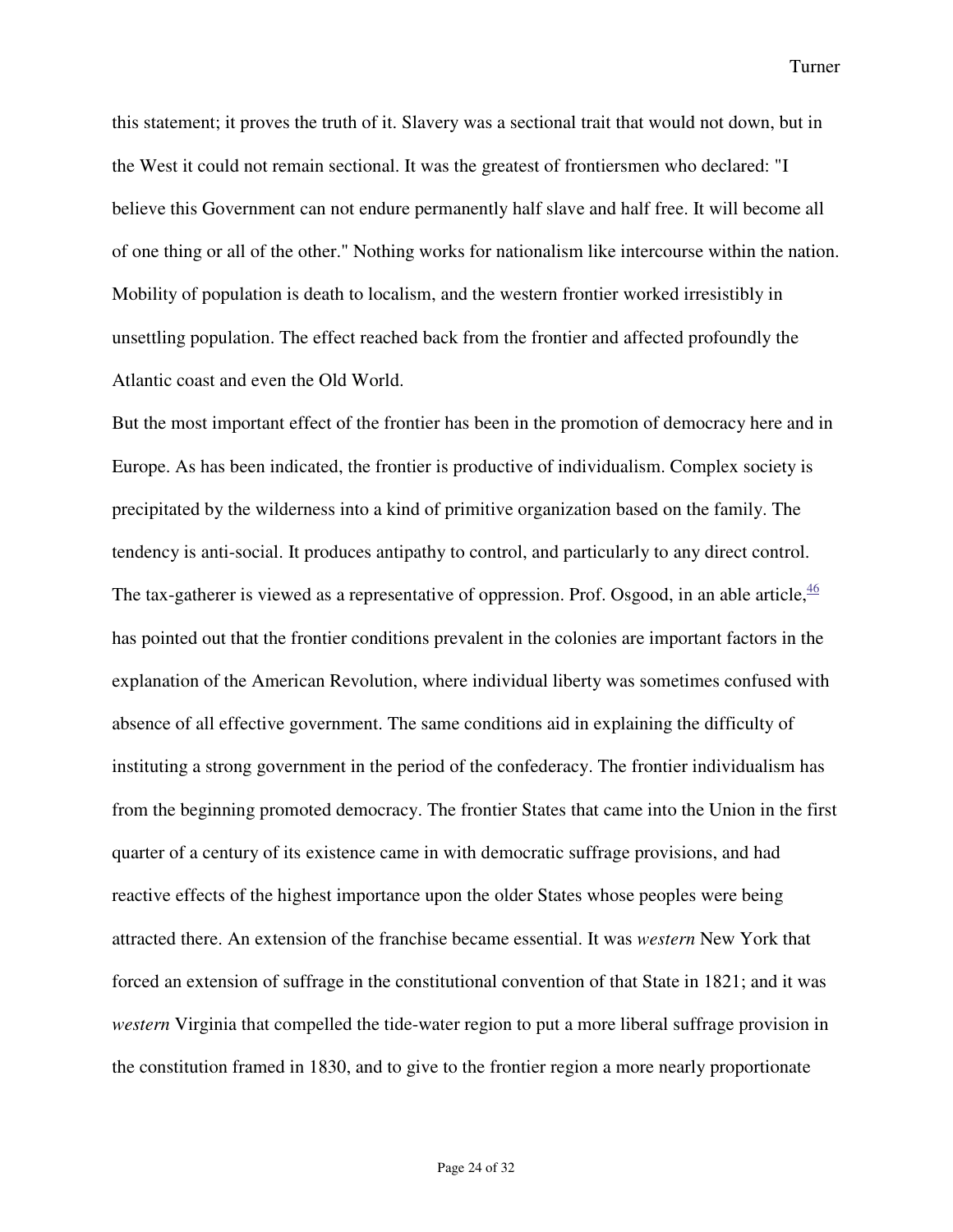this statement; it proves the truth of it. Slavery was a sectional trait that would not down, but in the West it could not remain sectional. It was the greatest of frontiersmen who declared: "I believe this Government can not endure permanently half slave and half free. It will become all of one thing or all of the other." Nothing works for nationalism like intercourse within the nation. Mobility of population is death to localism, and the western frontier worked irresistibly in unsettling population. The effect reached back from the frontier and affected profoundly the Atlantic coast and even the Old World.

But the most important effect of the frontier has been in the promotion of democracy here and in Europe. As has been indicated, the frontier is productive of individualism. Complex society is precipitated by the wilderness into a kind of primitive organization based on the family. The tendency is anti-social. It produces antipathy to control, and particularly to any direct control. The tax-gatherer is viewed as a representative of oppression. Prof. Osgood, in an able article,[46] has pointed out that the frontier conditions prevalent in the colonies are important factors in the explanation of the American Revolution, where individual liberty was sometimes confused with absence of all effective government. The same conditions aid in explaining the difficulty of instituting a strong government in the period of the confederacy. The frontier individualism has from the beginning promoted democracy. The frontier States that came into the Union in the first quarter of a century of its existence came in with democratic suffrage provisions, and had reactive effects of the highest importance upon the older States whose peoples were being attracted there. An extension of the franchise became essential. It was *western* New York that forced an extension of suffrage in the constitutional convention of that State in 1821; and it was *western* Virginia that compelled the tide-water region to put a more liberal suffrage provision in the constitution framed in 1830, and to give to the frontier region a more nearly proportionate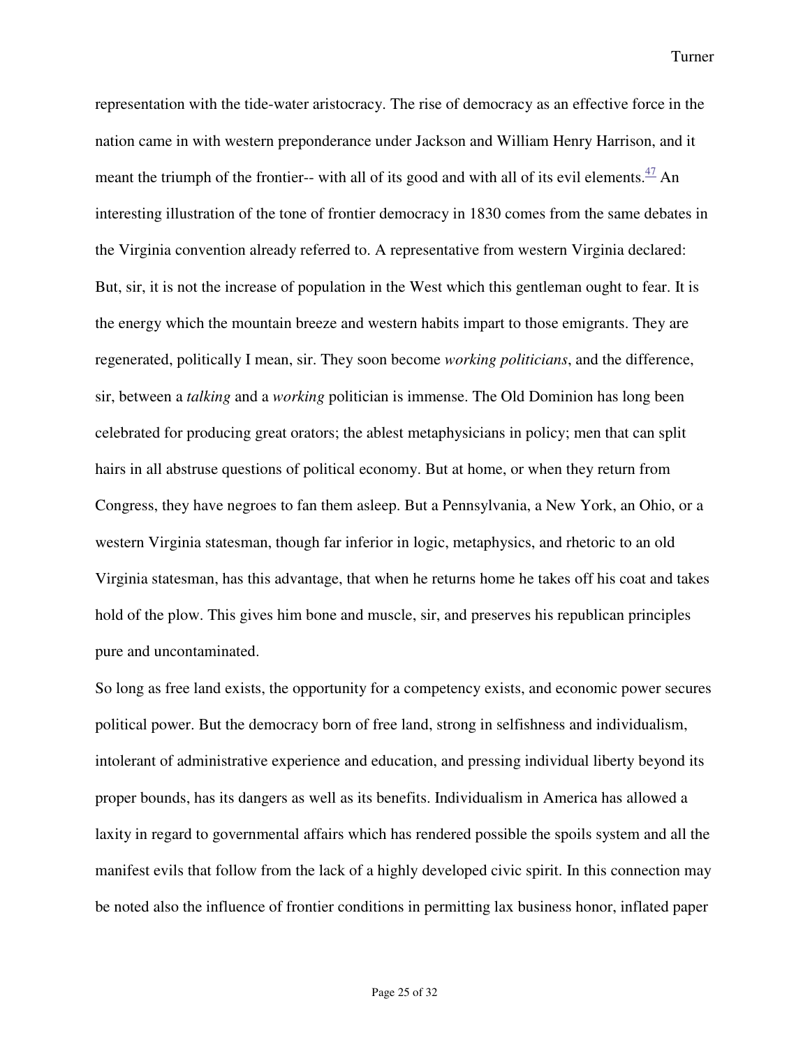representation with the tide-water aristocracy. The rise of democracy as an effective force in the nation came in with western preponderance under Jackson and William Henry Harrison, and it meant the triumph of the frontier-- with all of its good and with all of its evil elements.[47] An interesting illustration of the tone of frontier democracy in 1830 comes from the same debates in the Virginia convention already referred to. A representative from western Virginia declared:

But, sir, it is not the increase of population in the West which this gentleman ought to fear. It is the energy which the mountain breeze and western habits impart to those emigrants. They are regenerated, politically I mean, sir. They soon become *working politicians*, and the difference, sir, between a *talking* and a *working* politician is immense. The Old Dominion has long been celebrated for producing great orators; the ablest metaphysicians in policy; men that can split hairs in all abstruse questions of political economy. But at home, or when they return from Congress, they have negroes to fan them asleep. But a Pennsylvania, a New York, an Ohio, or a western Virginia statesman, though far inferior in logic, metaphysics, and rhetoric to an old Virginia statesman, has this advantage, that when he returns home he takes off his coat and takes hold of the plow. This gives him bone and muscle, sir, and preserves his republican principles pure and uncontaminated.

So long as free land exists, the opportunity for a competency exists, and economic power secures political power. But the democracy born of free land, strong in selfishness and individualism, intolerant of administrative experience and education, and pressing individual liberty beyond its proper bounds, has its dangers as well as its benefits. Individualism in America has allowed a laxity in regard to governmental affairs which has rendered possible the spoils system and all the manifest evils that follow from the lack of a highly developed civic spirit. In this connection may be noted also the influence of frontier conditions in permitting lax business honor, inflated paper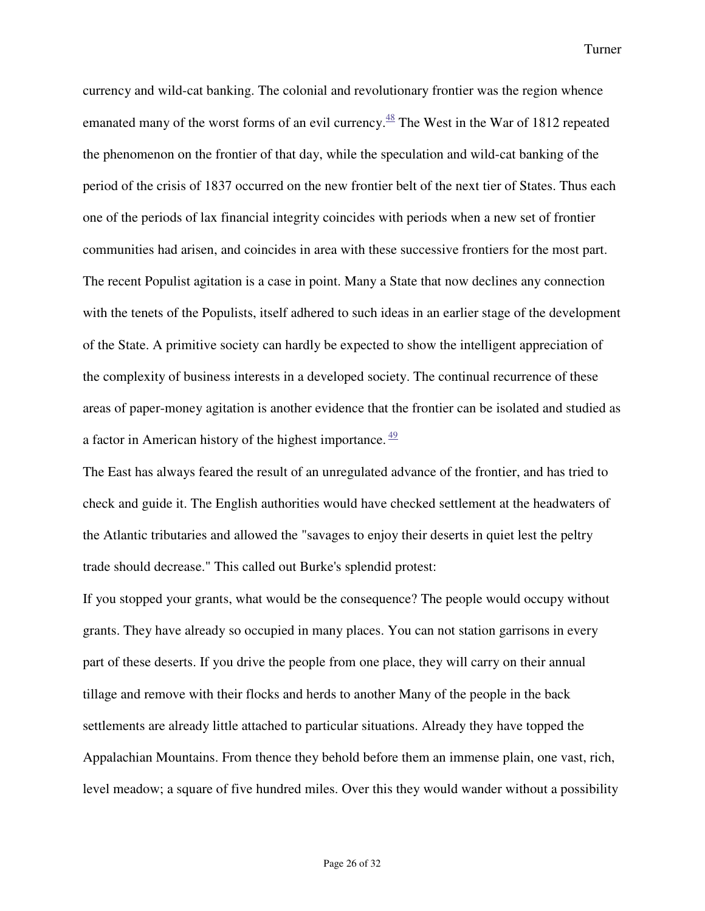currency and wild-cat banking. The colonial and revolutionary frontier was the region whence emanated many of the worst forms of an evil currency.[48] The West in the War of 1812 repeated the phenomenon on the frontier of that day, while the speculation and wild-cat banking of the period of the crisis of 1837 occurred on the new frontier belt of the next tier of States. Thus each one of the periods of lax financial integrity coincides with periods when a new set of frontier communities had arisen, and coincides in area with these successive frontiers for the most part. The recent Populist agitation is a case in point. Many a State that now declines any connection with the tenets of the Populists, itself adhered to such ideas in an earlier stage of the development of the State. A primitive society can hardly be expected to show the intelligent appreciation of the complexity of business interests in a developed society. The continual recurrence of these areas of paper-money agitation is another evidence that the frontier can be isolated and studied as a factor in American history of the highest importance.[49]

The East has always feared the result of an unregulated advance of the frontier, and has tried to check and guide it. The English authorities would have checked settlement at the headwaters of the Atlantic tributaries and allowed the "savages to enjoy their deserts in quiet lest the peltry trade should decrease." This called out Burke's splendid protest:

If you stopped your grants, what would be the consequence? The people would occupy without grants. They have already so occupied in many places. You can not station garrisons in every part of these deserts. If you drive the people from one place, they will carry on their annual tillage and remove with their flocks and herds to another Many of the people in the back settlements are already little attached to particular situations. Already they have topped the Appalachian Mountains. From thence they behold before them an immense plain, one vast, rich, level meadow; a square of five hundred miles. Over this they would wander without a possibility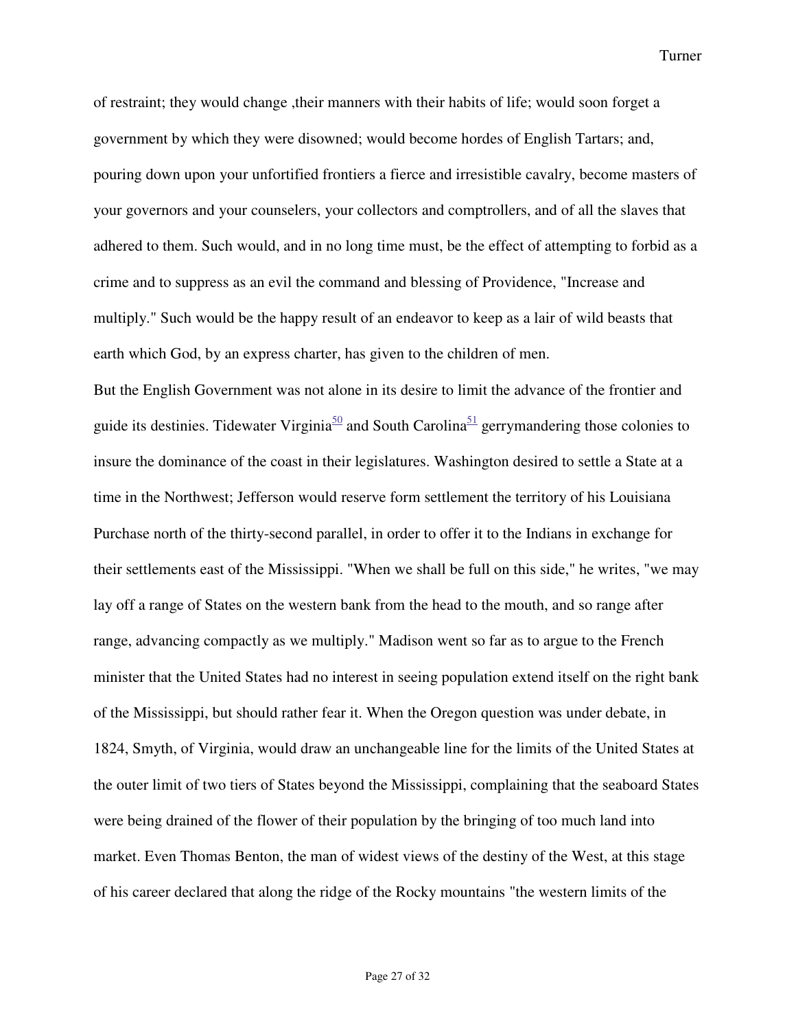of restraint; they would change ,their manners with their habits of life; would soon forget a government by which they were disowned; would become hordes of English Tartars; and, pouring down upon your unfortified frontiers a fierce and irresistible cavalry, become masters of your governors and your counselers, your collectors and comptrollers, and of all the slaves that adhered to them. Such would, and in no long time must, be the effect of attempting to forbid as a crime and to suppress as an evil the command and blessing of Providence, "Increase and multiply." Such would be the happy result of an endeavor to keep as a lair of wild beasts that earth which God, by an express charter, has given to the children of men.

But the English Government was not alone in its desire to limit the advance of the frontier and guide its destinies. Tidewater Virginia[50] and South Carolina[51] gerrymandering those colonies to insure the dominance of the coast in their legislatures. Washington desired to settle a State at a time in the Northwest; Jefferson would reserve form settlement the territory of his Louisiana Purchase north of the thirty-second parallel, in order to offer it to the Indians in exchange for their settlements east of the Mississippi. "When we shall be full on this side," he writes, "we may lay off a range of States on the western bank from the head to the mouth, and so range after range, advancing compactly as we multiply." Madison went so far as to argue to the French minister that the United States had no interest in seeing population extend itself on the right bank of the Mississippi, but should rather fear it. When the Oregon question was under debate, in 1824, Smyth, of Virginia, would draw an unchangeable line for the limits of the United States at the outer limit of two tiers of States beyond the Mississippi, complaining that the seaboard States were being drained of the flower of their population by the bringing of too much land into market. Even Thomas Benton, the man of widest views of the destiny of the West, at this stage of his career declared that along the ridge of the Rocky mountains "the western limits of the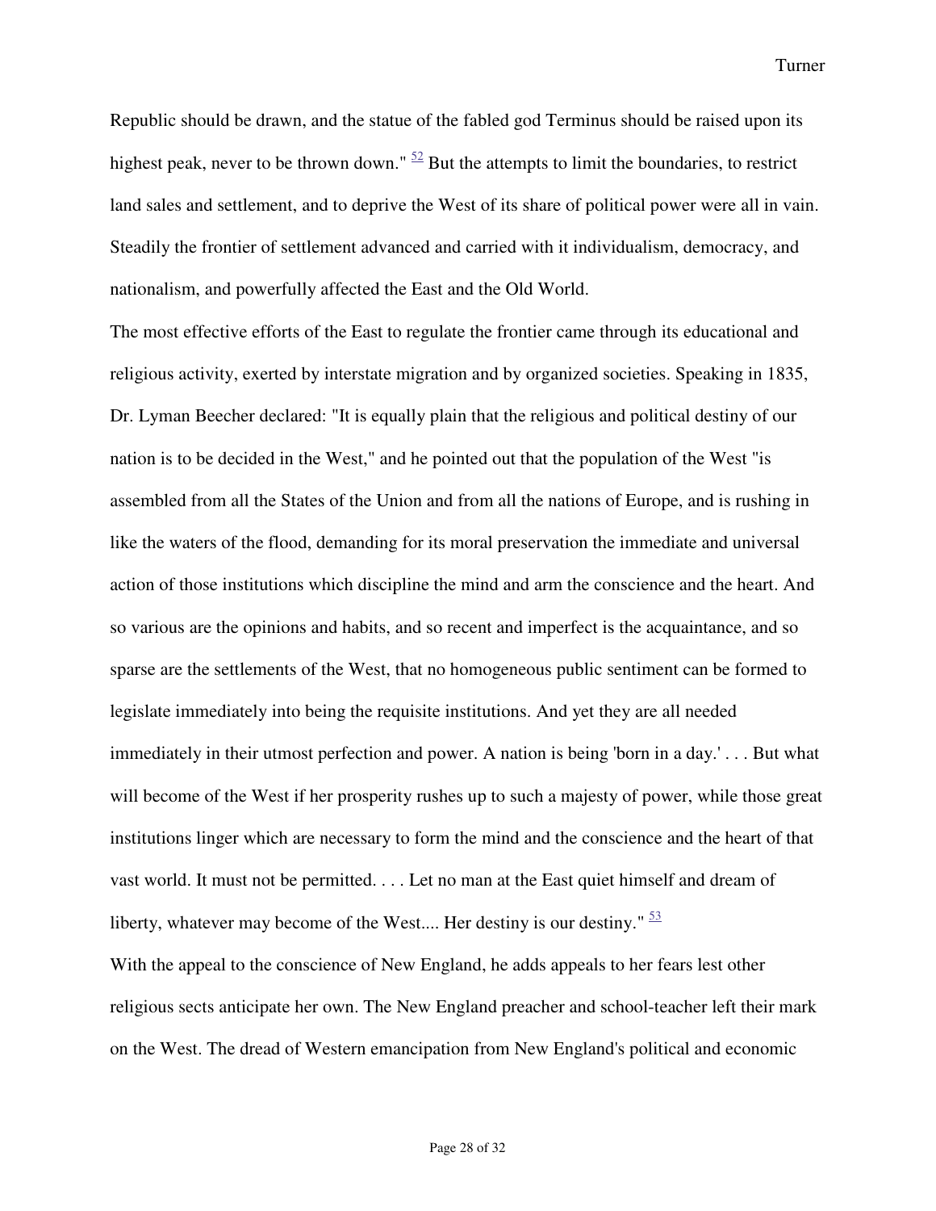Republic should be drawn, and the statue of the fabled god Terminus should be raised upon its highest peak, never to be thrown down." [52] But the attempts to limit the boundaries, to restrict land sales and settlement, and to deprive the West of its share of political power were all in vain. Steadily the frontier of settlement advanced and carried with it individualism, democracy, and nationalism, and powerfully affected the East and the Old World.

The most effective efforts of the East to regulate the frontier came through its educational and religious activity, exerted by interstate migration and by organized societies. Speaking in 1835, Dr. Lyman Beecher declared: "It is equally plain that the religious and political destiny of our nation is to be decided in the West," and he pointed out that the population of the West "is assembled from all the States of the Union and from all the nations of Europe, and is rushing in like the waters of the flood, demanding for its moral preservation the immediate and universal action of those institutions which discipline the mind and arm the conscience and the heart. And so various are the opinions and habits, and so recent and imperfect is the acquaintance, and so sparse are the settlements of the West, that no homogeneous public sentiment can be formed to legislate immediately into being the requisite institutions. And yet they are all needed immediately in their utmost perfection and power. A nation is being 'born in a day.' . . . But what will become of the West if her prosperity rushes up to such a majesty of power, while those great institutions linger which are necessary to form the mind and the conscience and the heart of that vast world. It must not be permitted. . . . Let no man at the East quiet himself and dream of liberty, whatever may become of the West.... Her destiny is our destiny." [53]

With the appeal to the conscience of New England, he adds appeals to her fears lest other religious sects anticipate her own. The New England preacher and school-teacher left their mark on the West. The dread of Western emancipation from New England's political and economic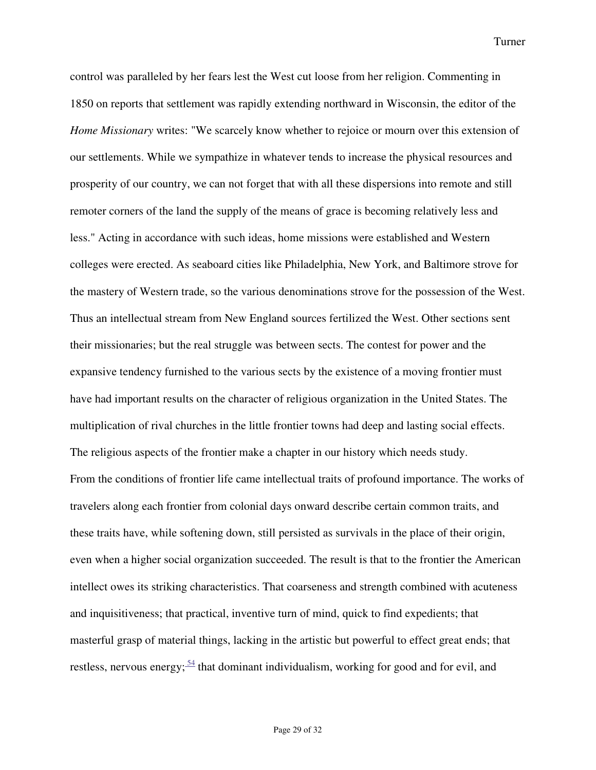control was paralleled by her fears lest the West cut loose from her religion. Commenting in 1850 on reports that settlement was rapidly extending northward in Wisconsin, the editor of the *Home Missionary* writes: "We scarcely know whether to rejoice or mourn over this extension of our settlements. While we sympathize in whatever tends to increase the physical resources and prosperity of our country, we can not forget that with all these dispersions into remote and still remoter corners of the land the supply of the means of grace is becoming relatively less and less." Acting in accordance with such ideas, home missions were established and Western colleges were erected. As seaboard cities like Philadelphia, New York, and Baltimore strove for the mastery of Western trade, so the various denominations strove for the possession of the West. Thus an intellectual stream from New England sources fertilized the West. Other sections sent their missionaries; but the real struggle was between sects. The contest for power and the expansive tendency furnished to the various sects by the existence of a moving frontier must have had important results on the character of religious organization in the United States. The multiplication of rival churches in the little frontier towns had deep and lasting social effects. The religious aspects of the frontier make a chapter in our history which needs study.

From the conditions of frontier life came intellectual traits of profound importance. The works of travelers along each frontier from colonial days onward describe certain common traits, and these traits have, while softening down, still persisted as survivals in the place of their origin, even when a higher social organization succeeded. The result is that to the frontier the American intellect owes its striking characteristics. That coarseness and strength combined with acuteness and inquisitiveness; that practical, inventive turn of mind, quick to find expedients; that masterful grasp of material things, lacking in the artistic but powerful to effect great ends; that restless, nervous energy;[54] that dominant individualism, working for good and for evil, and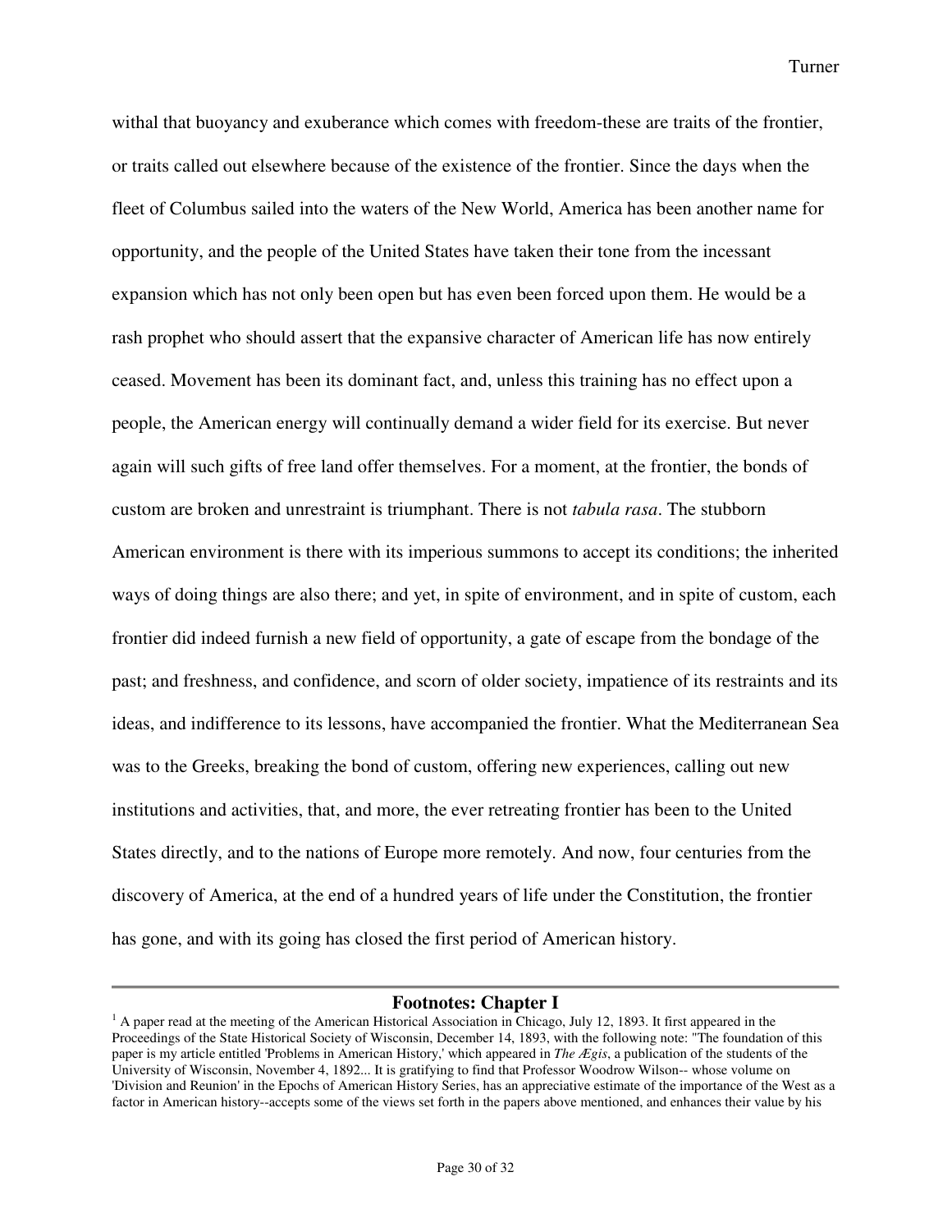withal that buoyancy and exuberance which comes with freedom-these are traits of the frontier, or traits called out elsewhere because of the existence of the frontier. Since the days when the fleet of Columbus sailed into the waters of the New World, America has been another name for opportunity, and the people of the United States have taken their tone from the incessant expansion which has not only been open but has even been forced upon them. He would be a rash prophet who should assert that the expansive character of American life has now entirely ceased. Movement has been its dominant fact, and, unless this training has no effect upon a people, the American energy will continually demand a wider field for its exercise. But never again will such gifts of free land offer themselves. For a moment, at the frontier, the bonds of custom are broken and unrestraint is triumphant. There is not *tabula rasa*. The stubborn American environment is there with its imperious summons to accept its conditions; the inherited ways of doing things are also there; and yet, in spite of environment, and in spite of custom, each frontier did indeed furnish a new field of opportunity, a gate of escape from the bondage of the past; and freshness, and confidence, and scorn of older society, impatience of its restraints and its ideas, and indifference to its lessons, have accompanied the frontier. What the Mediterranean Sea was to the Greeks, breaking the bond of custom, offering new experiences, calling out new institutions and activities, that, and more, the ever retreating frontier has been to the United States directly, and to the nations of Europe more remotely. And now, four centuries from the discovery of America, at the end of a hundred years of life under the Constitution, the frontier has gone, and with its going has closed the first period of American history.

---

## Footnotes: Chapter I

[1] A paper read at the meeting of the American Historical Association in Chicago, July 12, 1893. It first appeared in the Proceedings of the State Historical Society of Wisconsin, December 14, 1893, with the following note: "The foundation of this paper is my article entitled 'Problems in American History,' which appeared in *The Ægis*, a publication of the students of the University of Wisconsin, November 4, 1892... It is gratifying to find that Professor Woodrow Wilson-- whose volume on 'Division and Reunion' in the Epochs of American History Series, has an appreciative estimate of the importance of the West as a factor in American history--accepts some of the views set forth in the papers above mentioned, and enhances their value by his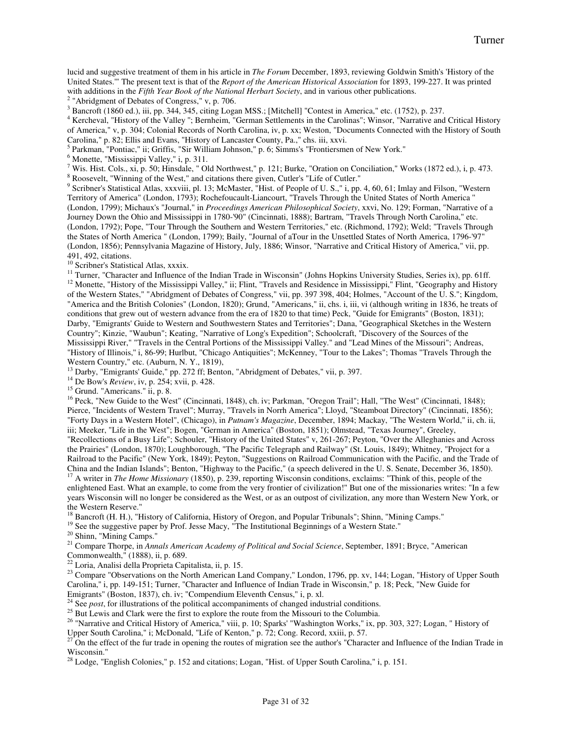lucid and suggestive treatment of them in his article in *The Forum* December, 1893, reviewing Goldwin Smith's 'History of the United States.'" The present text is that of the *Report of the American Historical Association* for 1893, 199-227. It was printed with additions in the *Fifth Year Book of the National Herbart Society*, and in various other publications.

[2] "Abridgment of Debates of Congress," v, p. 706.

[3] Bancroft (1860 ed.), iii, pp. 344, 345, citing Logan MSS.; [Mitchell] "Contest in America," etc. (1752), p. 237.

[4] Kercheval, "History of the Valley "; Bernheim, "German Settlements in the Carolinas"; Winsor, "Narrative and Critical History of America," v, p. 304; Colonial Records of North Carolina, iv, p. xx; Weston, "Documents Connected with the History of South Carolina," p. 82; Ellis and Evans, "History of Lancaster County, Pa.," chs. iii, xxvi.

[5] Parkman, "Pontiac," ii; Griffis, "Sir William Johnson," p. 6; Simms's "Frontiersmen of New York."

[6] Monette, "Mississippi Valley," i, p. 311.

[7] Wis. Hist. Cols., xi, p. 50; Hinsdale, " Old Northwest," p. 121; Burke, "Oration on Conciliation," Works (1872 ed.), i, p. 473.

[8] Roosevelt, "Winning of the West," and citations there given, Cutler's "Life of Cutler."

[9] Scribner's Statistical Atlas, xxxviii, pl. 13; McMaster, "Hist. of People of U. S.," i, pp. 4, 60, 61; Imlay and Filson, "Western Territory of America" (London, 1793); Rochefoucault-Liancourt, "Travels Through the United States of North America " (London, 1799); Michaux's "Journal," in *Proceedings American Philosophical Society*, xxvi, No. 129; Forman, "Narrative of a Journey Down the Ohio and Mississippi in 1780-'90" (Cincinnati, 1888); Bartram, "Travels Through North Carolina," etc. (London, 1792); Pope, "Tour Through the Southern and Western Territories," etc. (Richmond, 1792); Weld; "Travels Through the States of North America " (London, 1799); Baily, "Journal of aTour in the Unsettled States of North America, 1796-'97" (London, 1856); Pennsylvania Magazine of History, July, 1886; Winsor, "Narrative and Critical History of America," vii, pp. 491, 492, citations.

[10] Scribner's Statistical Atlas, xxxix.

[11] Turner, "Character and Influence of the Indian Trade in Wisconsin" (Johns Hopkins University Studies, Series ix), pp. 61ff.

[12] Monette, "History of the Mississippi Valley," ii; Flint, "Travels and Residence in Mississippi," Flint, "Geography and History of the Western States," "Abridgment of Debates of Congress," vii, pp. 397 398, 404; Holmes, "Account of the U. S."; Kingdom, "America and the British Colonies" (London, 1820); Grund, "Americans," ii, chs. i, iii, vi (although writing in 1836, he treats of conditions that grew out of western advance from the era of 1820 to that time) Peck, "Guide for Emigrants" (Boston, 1831); Darby, "Emigrants' Guide to Western and Southwestern States and Territories"; Dana, "Geographical Sketches in the Western Country"; Kinzie, "Waubun"; Keating, "Narrative of Long's Expedition"; Schoolcraft, "Discovery of the Sources of the Mississippi River," "Travels in the Central Portions of the Mississippi Valley." and "Lead Mines of the Missouri"; Andreas, "History of Illinois," i, 86-99; Hurlbut, "Chicago Antiquities"; McKenney, "Tour to the Lakes"; Thomas "Travels Through the Western Country," etc. (Auburn, N. Y., 1819),

[13] Darby, "Emigrants' Guide," pp. 272 ff; Benton, "Abridgment of Debates," vii, p. 397.

[14] De Bow's *Review*, iv, p. 254; xvii, p. 428.

[15] Grund. "Americans." ii, p. 8.

[16] Peck, "New Guide to the West" (Cincinnati, 1848), ch. iv; Parkman, "Oregon Trail"; Hall, "The West" (Cincinnati, 1848); Pierce, "Incidents of Western Travel"; Murray, "Travels in Norrh America"; Lloyd, "Steamboat Directory" (Cincinnati, 1856); "Forty Days in a Western Hotel", (Chicago), in *Putnam's Magazine*, December, 1894; Mackay, "The Western World," ii, ch. ii, iii; Meeker, "Life in the West"; Bogen, "German in America" (Boston, 1851); Olmstead, "Texas Journey", Greeley, "Recollections of a Busy Life"; Schouler, "History of the United States" v, 261-267; Peyton, "Over the Alleghanies and Across the Prairies" (London, 1870); Loughborough, "The Pacific Telegraph and Railway" (St. Louis, 1849); Whitney, "Project for a Railroad to the Pacific" (New York, 1849); Peyton, "Suggestions on Railroad Communication with the Pacific, and the Trade of China and the Indian Islands"; Benton, "Highway to the Pacific," (a speech delivered in the U. S. Senate, December 36, 1850).

[17] A writer in *The Home Missionary* (1850), p. 239, reporting Wisconsin conditions, exclaims: "Think of this, people of the enlightened East. What an example, to come from the very frontier of civilization!" But one of the missionaries writes: "In a few years Wisconsin will no longer be considered as the West, or as an outpost of civilization, any more than Western New York, or the Western Reserve."

[18] Bancroft (H. H.), "History of California, History of Oregon, and Popular Tribunals"; Shinn, "Mining Camps."

[19] See the suggestive paper by Prof. Jesse Macy, "The Institutional Beginnings of a Western State."

[20] Shinn, "Mining Camps."

[21] Compare Thorpe, in *Annals American Academy of Political and Social Science*, September, 1891; Bryce, "American Commonwealth," (1888), ii, p. 689.

[22] Loria, Analisi della Proprieta Capitalista, ii, p. 15.

[23] Compare "Observations on the North American Land Company," London, 1796, pp. xv, 144; Logan, "History of Upper South Carolina," i, pp. 149-151; Turner, "Character and Influence of Indian Trade in Wisconsin," p. 18; Peck, "New Guide for Emigrants" (Boston, 1837), ch. iv; "Compendium Eleventh Census," i, p. xl.

[24] See *post*, for illustrations of the political accompaniments of changed industrial conditions.

[25] But Lewis and Clark were the first to explore the route from the Missouri to the Columbia.

[26] "Narrative and Critical History of America," viii, p. 10; Sparks' "Washington Works," ix, pp. 303, 327; Logan, " History of Upper South Carolina," i; McDonald, "Life of Kenton," p. 72; Cong. Record, xxiii, p. 57.

[27] On the effect of the fur trade in opening the routes of migration see the author's "Character and Influence of the Indian Trade in Wisconsin."

[28] Lodge, "English Colonies," p. 152 and citations; Logan, "Hist. of Upper South Carolina," i, p. 151.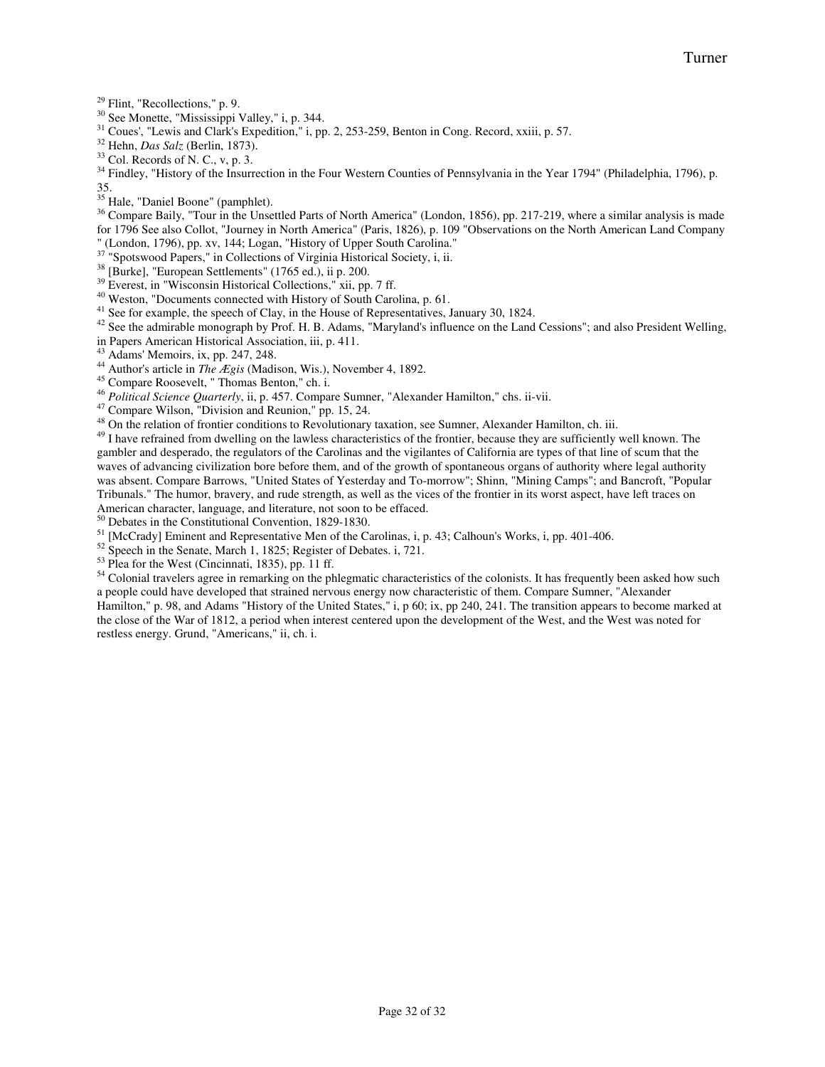[29] Flint, "Recollections," p. 9.
[30] See Monette, "Mississippi Valley," i, p. 344.
[31] Coues', "Lewis and Clark's Expedition," i, pp. 2, 253-259, Benton in Cong. Record, xxiii, p. 57.
[32] Hehn, *Das Salz* (Berlin, 1873).
[33] Col. Records of N. C., v, p. 3.
[34] Findley, "History of the Insurrection in the Four Western Counties of Pennsylvania in the Year 1794" (Philadelphia, 1796), p. 35.
[35] Hale, "Daniel Boone" (pamphlet).
[36] Compare Baily, "Tour in the Unsettled Parts of North America" (London, 1856), pp. 217-219, where a similar analysis is made for 1796 See also Collot, "Journey in North America" (Paris, 1826), p. 109 "Observations on the North American Land Company " (London, 1796), pp. xv, 144; Logan, "History of Upper South Carolina."
[37] "Spotswood Papers," in Collections of Virginia Historical Society, i, ii.
[38] [Burke], "European Settlements" (1765 ed.), ii p. 200.
[39] Everest, in "Wisconsin Historical Collections," xii, pp. 7 ff.
[40] Weston, "Documents connected with History of South Carolina, p. 61.
[41] See for example, the speech of Clay, in the House of Representatives, January 30, 1824.
[42] See the admirable monograph by Prof. H. B. Adams, "Maryland's influence on the Land Cessions"; and also President Welling, in Papers American Historical Association, iii, p. 411.
[43] Adams' Memoirs, ix, pp. 247, 248.
[44] Author's article in *The Ægis* (Madison, Wis.), November 4, 1892.
[45] Compare Roosevelt, " Thomas Benton," ch. i.
[46] *Political Science Quarterly*, ii, p. 457. Compare Sumner, "Alexander Hamilton," chs. ii-vii.
[47] Compare Wilson, "Division and Reunion," pp. 15, 24.
[48] On the relation of frontier conditions to Revolutionary taxation, see Sumner, Alexander Hamilton, ch. iii.
[49] I have refrained from dwelling on the lawless characteristics of the frontier, because they are sufficiently well known. The gambler and desperado, the regulators of the Carolinas and the vigilantes of California are types of that line of scum that the waves of advancing civilization bore before them, and of the growth of spontaneous organs of authority where legal authority was absent. Compare Barrows, "United States of Yesterday and To-morrow"; Shinn, "Mining Camps"; and Bancroft, "Popular Tribunals." The humor, bravery, and rude strength, as well as the vices of the frontier in its worst aspect, have left traces on American character, language, and literature, not soon to be effaced.
[50] Debates in the Constitutional Convention, 1829-1830.
[51] [McCrady] Eminent and Representative Men of the Carolinas, i, p. 43; Calhoun's Works, i, pp. 401-406.
[52] Speech in the Senate, March 1, 1825; Register of Debates. i, 721.
[53] Plea for the West (Cincinnati, 1835), pp. 11 ff.
[54] Colonial travelers agree in remarking on the phlegmatic characteristics of the colonists. It has frequently been asked how such a people could have developed that strained nervous energy now characteristic of them. Compare Sumner, "Alexander Hamilton," p. 98, and Adams "History of the United States," i, p 60; ix, pp 240, 241. The transition appears to become marked at the close of the War of 1812, a period when interest centered upon the development of the West, and the West was noted for restless energy. Grund, "Americans," ii, ch. i.